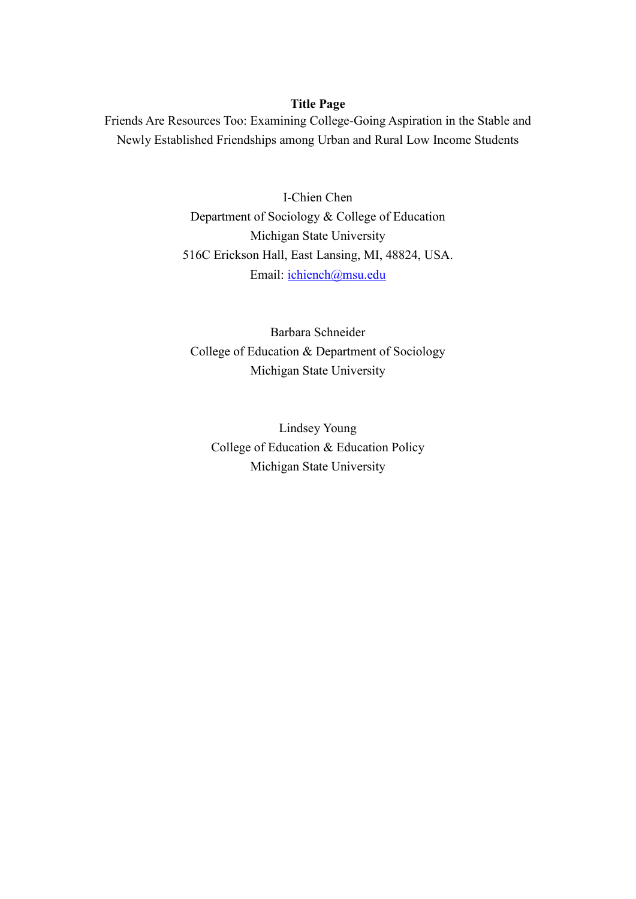**Title Page**

Friends Are Resources Too: Examining College-Going Aspiration in the Stable and Newly Established Friendships among Urban and Rural Low Income Students

I-Chien Chen
Department of Sociology & College of Education
Michigan State University
516C Erickson Hall, East Lansing, MI, 48824, USA.
Email: ichiench@msu.edu

Barbara Schneider
College of Education & Department of Sociology
Michigan State University

Lindsey Young
College of Education & Education Policy
Michigan State University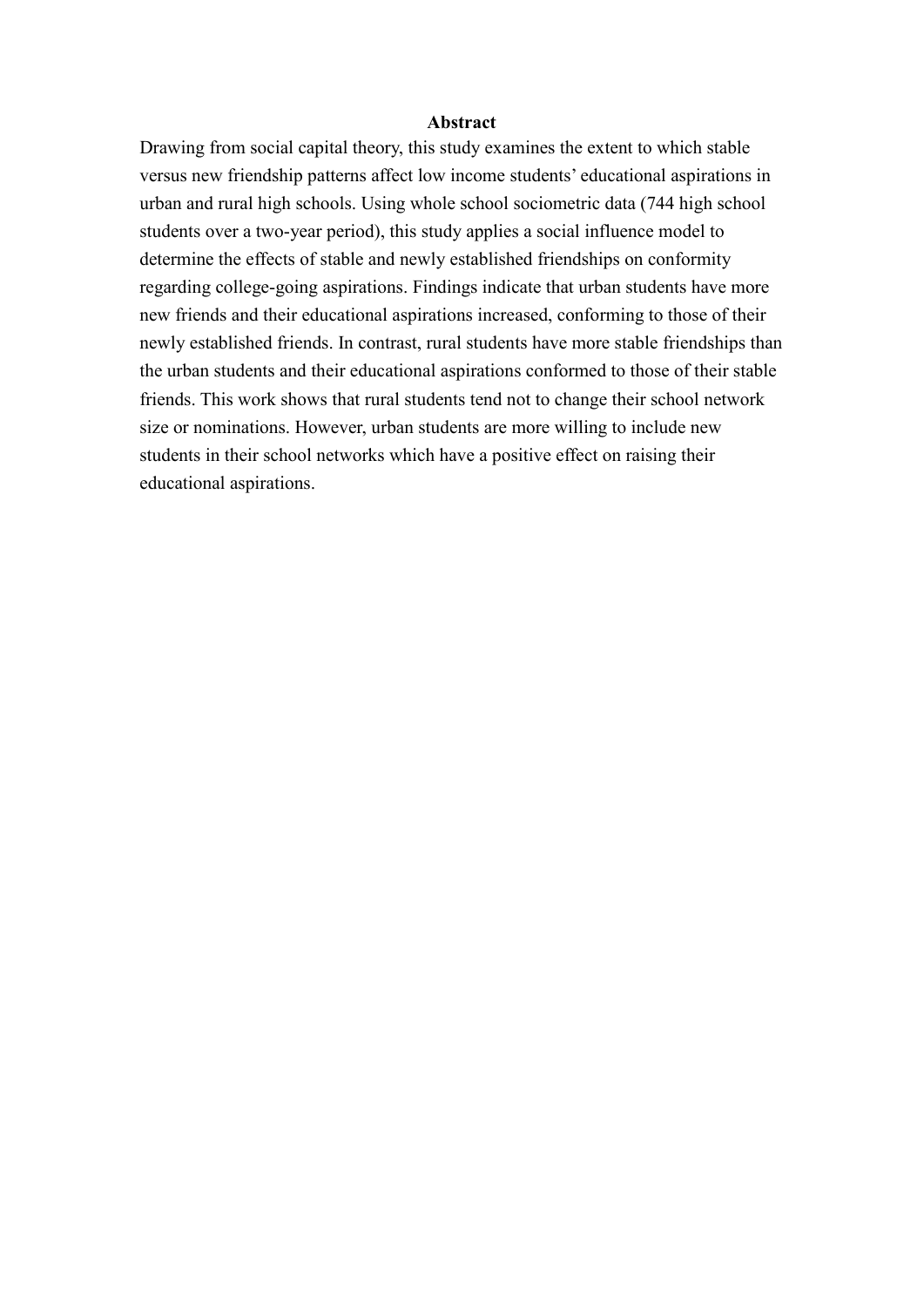# Abstract

Drawing from social capital theory, this study examines the extent to which stable versus new friendship patterns affect low income students' educational aspirations in urban and rural high schools. Using whole school sociometric data (744 high school students over a two-year period), this study applies a social influence model to determine the effects of stable and newly established friendships on conformity regarding college-going aspirations. Findings indicate that urban students have more new friends and their educational aspirations increased, conforming to those of their newly established friends. In contrast, rural students have more stable friendships than the urban students and their educational aspirations conformed to those of their stable friends. This work shows that rural students tend not to change their school network size or nominations. However, urban students are more willing to include new students in their school networks which have a positive effect on raising their educational aspirations.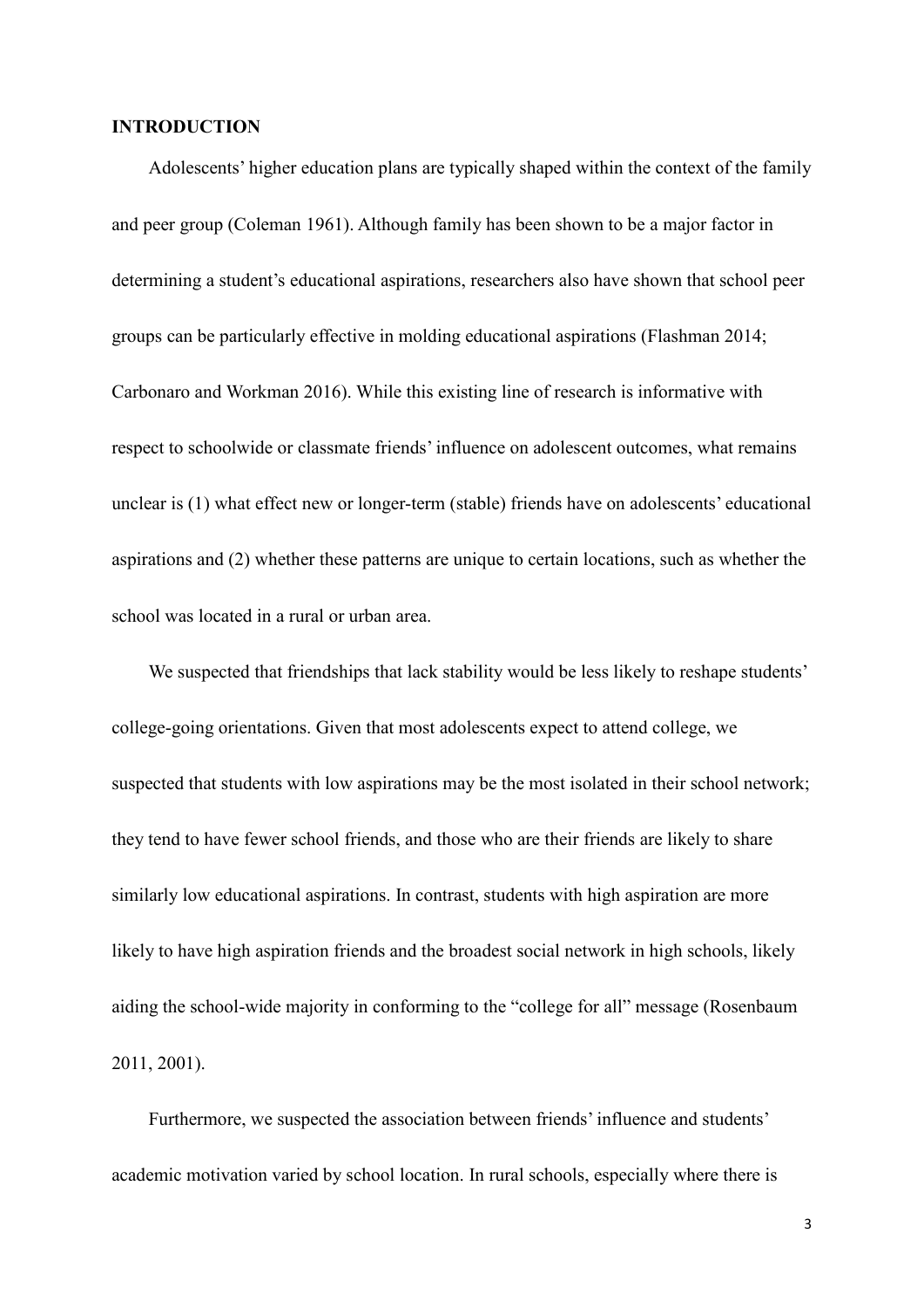## INTRODUCTION

Adolescents' higher education plans are typically shaped within the context of the family and peer group (Coleman 1961). Although family has been shown to be a major factor in determining a student's educational aspirations, researchers also have shown that school peer groups can be particularly effective in molding educational aspirations (Flashman 2014; Carbonaro and Workman 2016). While this existing line of research is informative with respect to schoolwide or classmate friends' influence on adolescent outcomes, what remains unclear is (1) what effect new or longer-term (stable) friends have on adolescents' educational aspirations and (2) whether these patterns are unique to certain locations, such as whether the school was located in a rural or urban area.

We suspected that friendships that lack stability would be less likely to reshape students' college-going orientations. Given that most adolescents expect to attend college, we suspected that students with low aspirations may be the most isolated in their school network; they tend to have fewer school friends, and those who are their friends are likely to share similarly low educational aspirations. In contrast, students with high aspiration are more likely to have high aspiration friends and the broadest social network in high schools, likely aiding the school-wide majority in conforming to the "college for all" message (Rosenbaum 2011, 2001).

Furthermore, we suspected the association between friends' influence and students' academic motivation varied by school location. In rural schools, especially where there is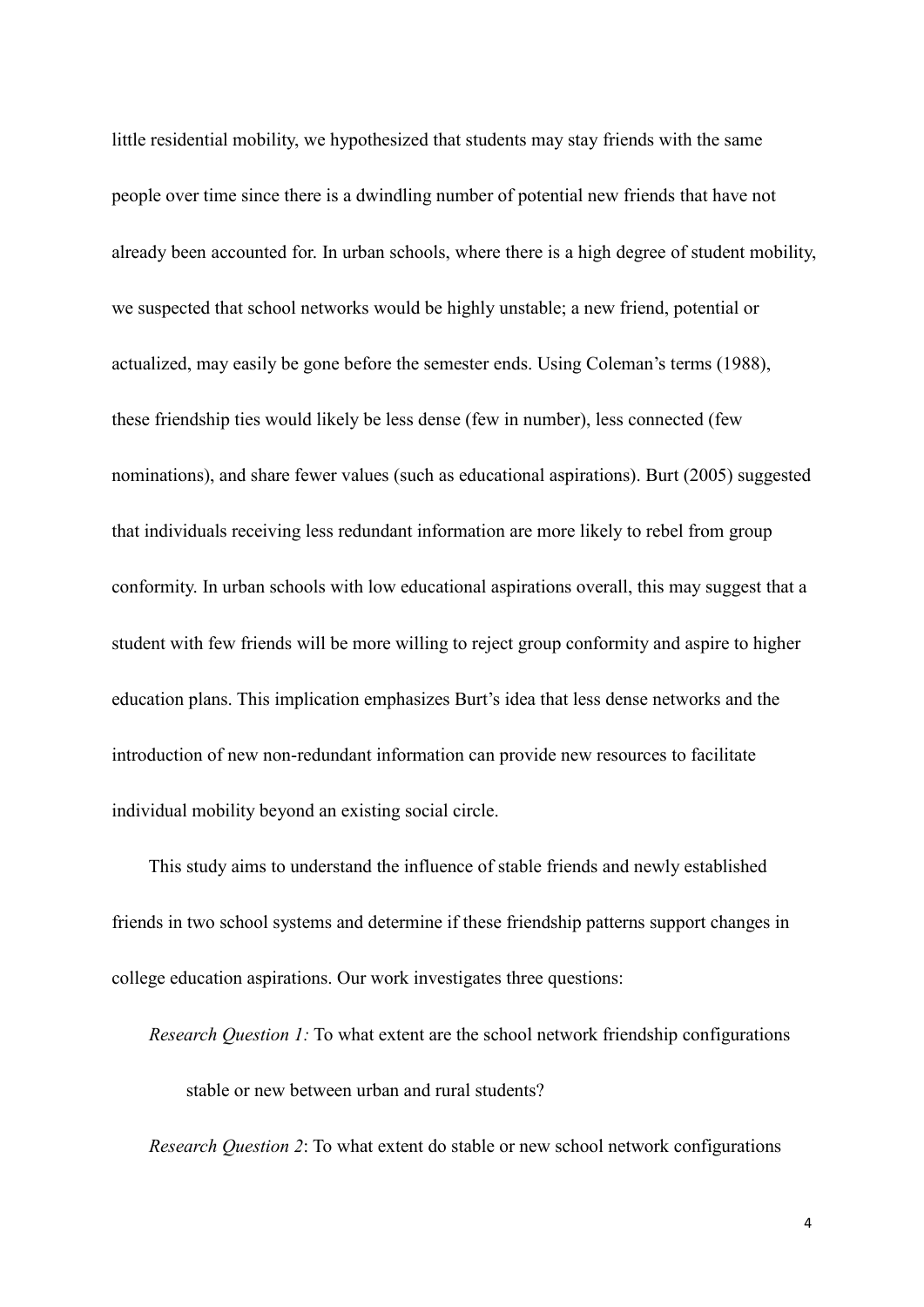little residential mobility, we hypothesized that students may stay friends with the same people over time since there is a dwindling number of potential new friends that have not already been accounted for. In urban schools, where there is a high degree of student mobility, we suspected that school networks would be highly unstable; a new friend, potential or actualized, may easily be gone before the semester ends. Using Coleman's terms (1988), these friendship ties would likely be less dense (few in number), less connected (few nominations), and share fewer values (such as educational aspirations). Burt (2005) suggested that individuals receiving less redundant information are more likely to rebel from group conformity. In urban schools with low educational aspirations overall, this may suggest that a student with few friends will be more willing to reject group conformity and aspire to higher education plans. This implication emphasizes Burt's idea that less dense networks and the introduction of new non-redundant information can provide new resources to facilitate individual mobility beyond an existing social circle.

This study aims to understand the influence of stable friends and newly established friends in two school systems and determine if these friendship patterns support changes in college education aspirations. Our work investigates three questions:

*Research Question 1:* To what extent are the school network friendship configurations stable or new between urban and rural students?

*Research Question 2*: To what extent do stable or new school network configurations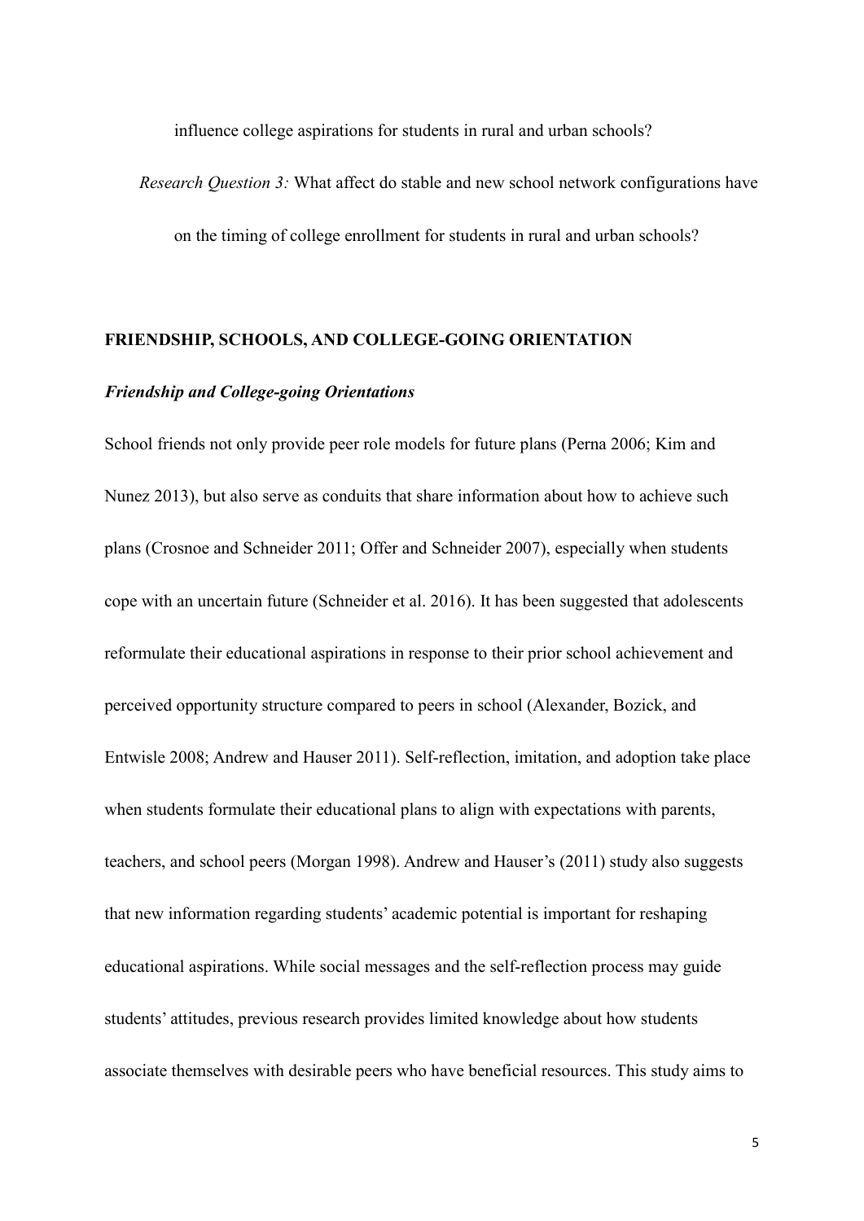influence college aspirations for students in rural and urban schools?

*Research Question 3:* What affect do stable and new school network configurations have on the timing of college enrollment for students in rural and urban schools?

## FRIENDSHIP, SCHOOLS, AND COLLEGE-GOING ORIENTATION

### *Friendship and College-going Orientations*

School friends not only provide peer role models for future plans (Perna 2006; Kim and Nunez 2013), but also serve as conduits that share information about how to achieve such plans (Crosnoe and Schneider 2011; Offer and Schneider 2007), especially when students cope with an uncertain future (Schneider et al. 2016). It has been suggested that adolescents reformulate their educational aspirations in response to their prior school achievement and perceived opportunity structure compared to peers in school (Alexander, Bozick, and Entwisle 2008; Andrew and Hauser 2011). Self-reflection, imitation, and adoption take place when students formulate their educational plans to align with expectations with parents, teachers, and school peers (Morgan 1998). Andrew and Hauser's (2011) study also suggests that new information regarding students' academic potential is important for reshaping educational aspirations. While social messages and the self-reflection process may guide students' attitudes, previous research provides limited knowledge about how students associate themselves with desirable peers who have beneficial resources. This study aims to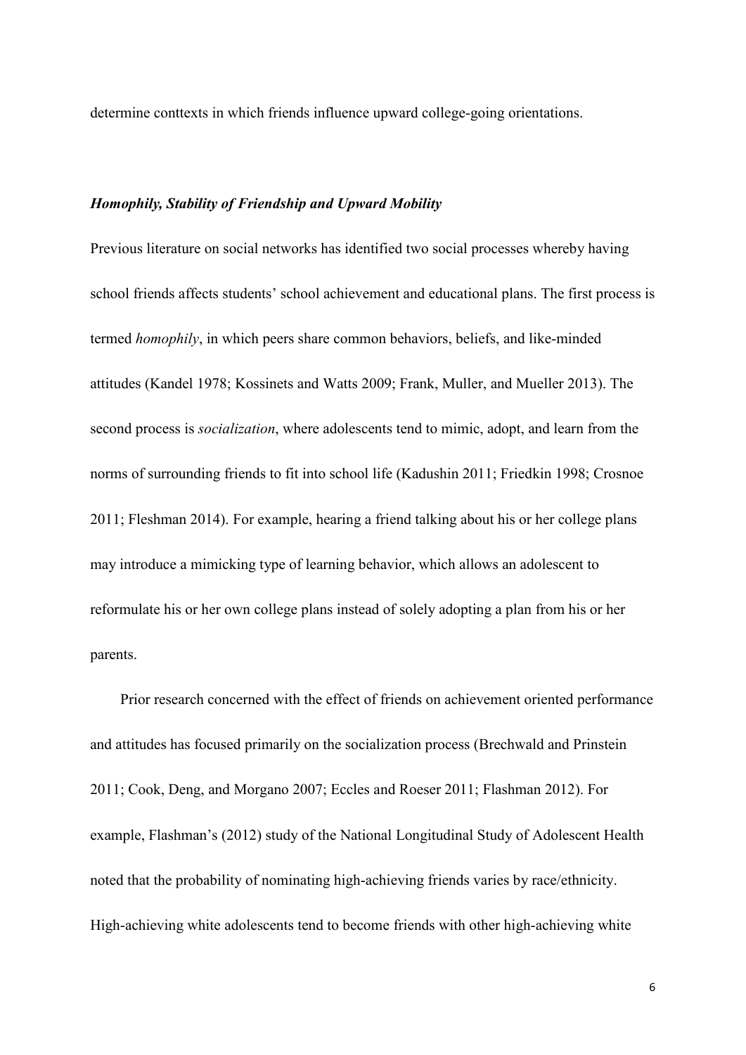determine conttexts in which friends influence upward college-going orientations.

### ***Homophily, Stability of Friendship and Upward Mobility***

Previous literature on social networks has identified two social processes whereby having school friends affects students' school achievement and educational plans. The first process is termed *homophily*, in which peers share common behaviors, beliefs, and like-minded attitudes (Kandel 1978; Kossinets and Watts 2009; Frank, Muller, and Mueller 2013). The second process is *socialization*, where adolescents tend to mimic, adopt, and learn from the norms of surrounding friends to fit into school life (Kadushin 2011; Friedkin 1998; Crosnoe 2011; Fleshman 2014). For example, hearing a friend talking about his or her college plans may introduce a mimicking type of learning behavior, which allows an adolescent to reformulate his or her own college plans instead of solely adopting a plan from his or her parents.

Prior research concerned with the effect of friends on achievement oriented performance and attitudes has focused primarily on the socialization process (Brechwald and Prinstein 2011; Cook, Deng, and Morgano 2007; Eccles and Roeser 2011; Flashman 2012). For example, Flashman's (2012) study of the National Longitudinal Study of Adolescent Health noted that the probability of nominating high-achieving friends varies by race/ethnicity. High-achieving white adolescents tend to become friends with other high-achieving white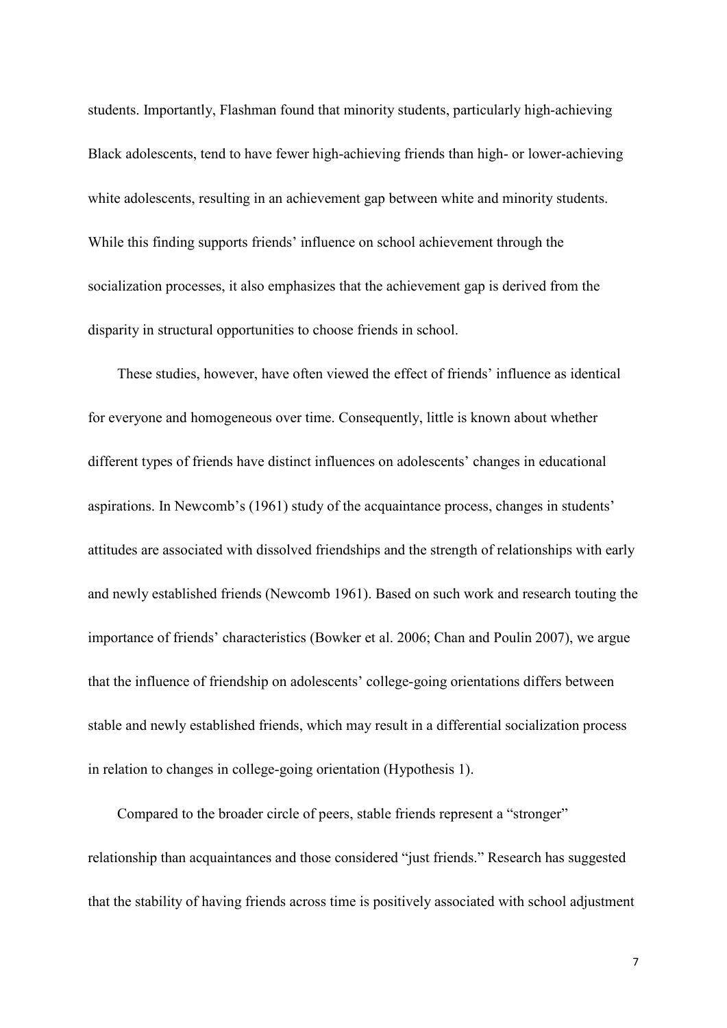students. Importantly, Flashman found that minority students, particularly high-achieving Black adolescents, tend to have fewer high-achieving friends than high- or lower-achieving white adolescents, resulting in an achievement gap between white and minority students. While this finding supports friends' influence on school achievement through the socialization processes, it also emphasizes that the achievement gap is derived from the disparity in structural opportunities to choose friends in school.

These studies, however, have often viewed the effect of friends' influence as identical for everyone and homogeneous over time. Consequently, little is known about whether different types of friends have distinct influences on adolescents' changes in educational aspirations. In Newcomb's (1961) study of the acquaintance process, changes in students' attitudes are associated with dissolved friendships and the strength of relationships with early and newly established friends (Newcomb 1961). Based on such work and research touting the importance of friends' characteristics (Bowker et al. 2006; Chan and Poulin 2007), we argue that the influence of friendship on adolescents' college-going orientations differs between stable and newly established friends, which may result in a differential socialization process in relation to changes in college-going orientation (Hypothesis 1).

Compared to the broader circle of peers, stable friends represent a "stronger" relationship than acquaintances and those considered "just friends." Research has suggested that the stability of having friends across time is positively associated with school adjustment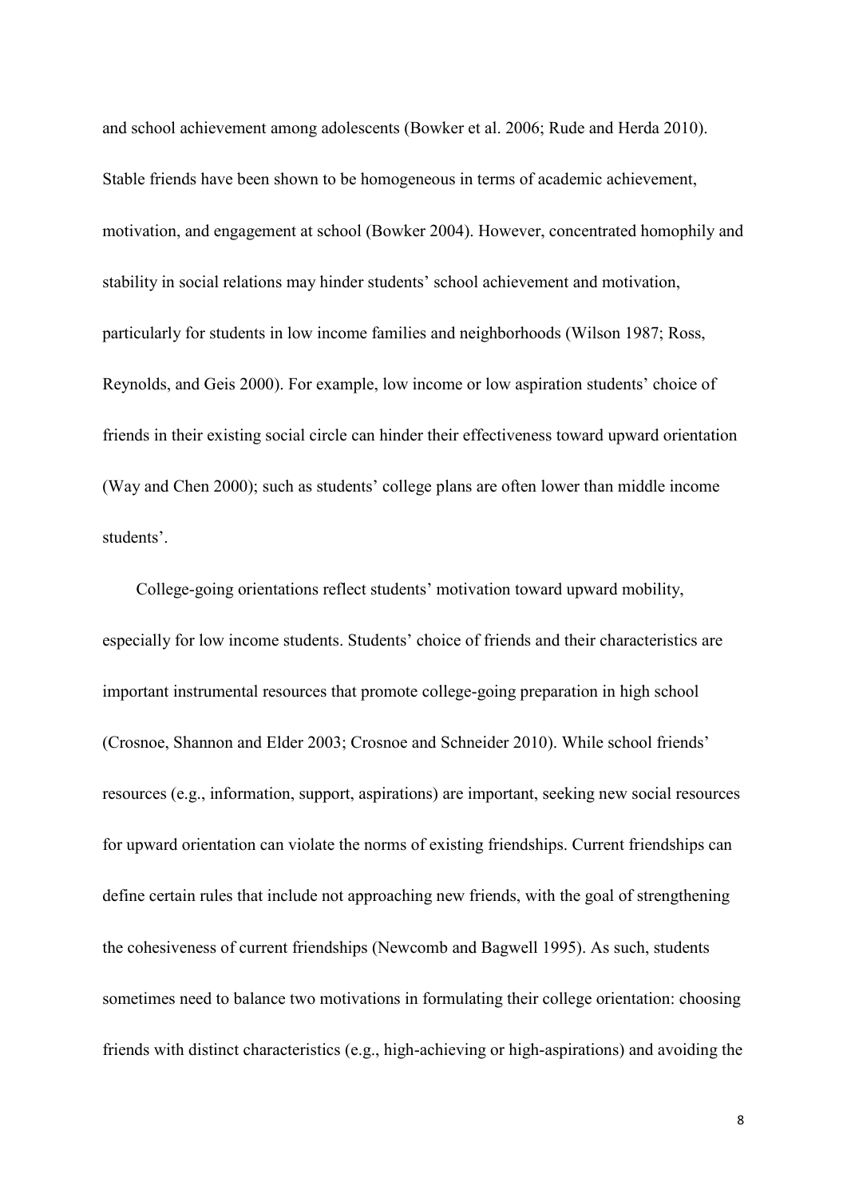and school achievement among adolescents (Bowker et al. 2006; Rude and Herda 2010). Stable friends have been shown to be homogeneous in terms of academic achievement, motivation, and engagement at school (Bowker 2004). However, concentrated homophily and stability in social relations may hinder students' school achievement and motivation, particularly for students in low income families and neighborhoods (Wilson 1987; Ross, Reynolds, and Geis 2000). For example, low income or low aspiration students' choice of friends in their existing social circle can hinder their effectiveness toward upward orientation (Way and Chen 2000); such as students' college plans are often lower than middle income students'.

College-going orientations reflect students' motivation toward upward mobility, especially for low income students. Students' choice of friends and their characteristics are important instrumental resources that promote college-going preparation in high school (Crosnoe, Shannon and Elder 2003; Crosnoe and Schneider 2010). While school friends' resources (e.g., information, support, aspirations) are important, seeking new social resources for upward orientation can violate the norms of existing friendships. Current friendships can define certain rules that include not approaching new friends, with the goal of strengthening the cohesiveness of current friendships (Newcomb and Bagwell 1995). As such, students sometimes need to balance two motivations in formulating their college orientation: choosing friends with distinct characteristics (e.g., high-achieving or high-aspirations) and avoiding the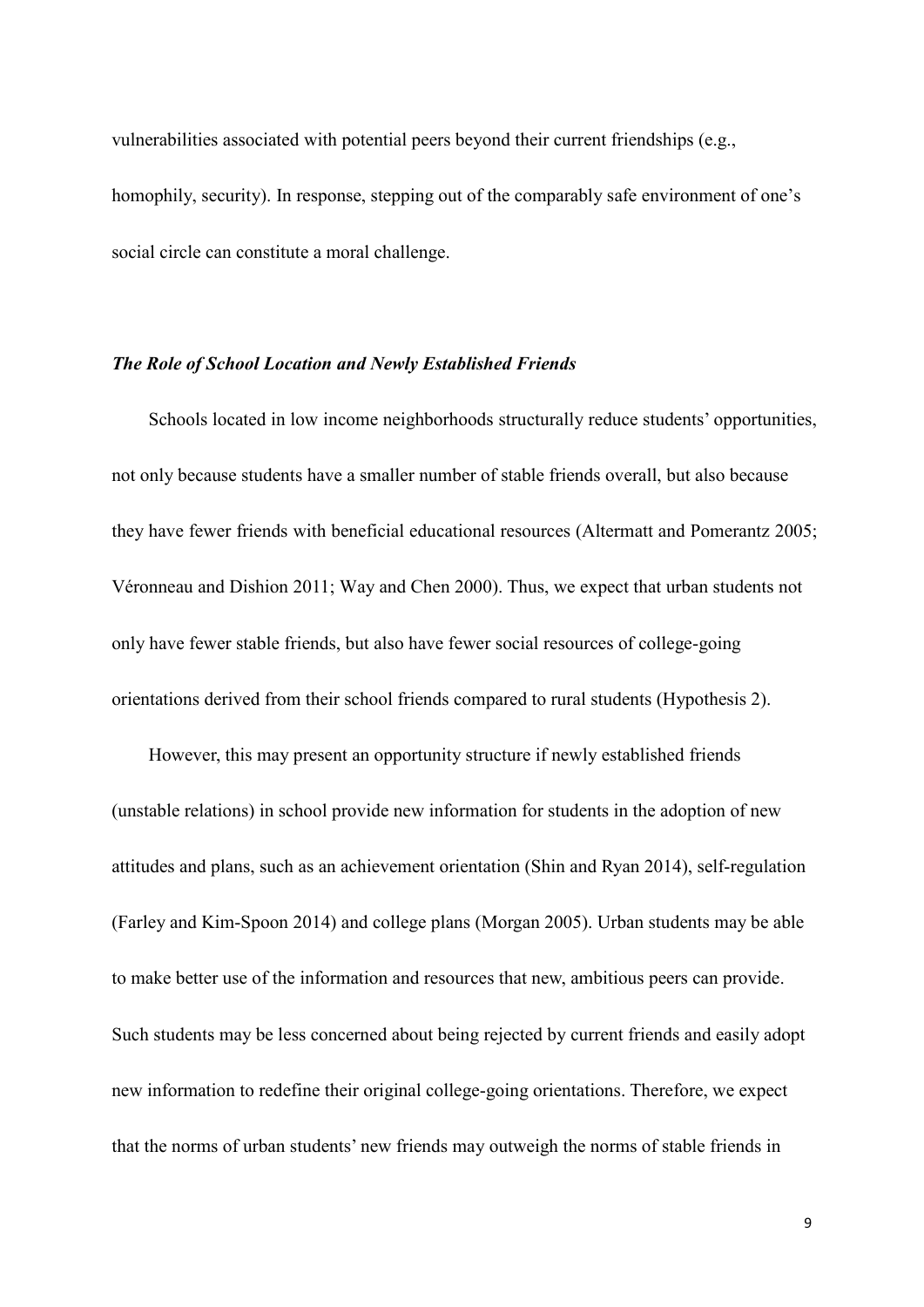vulnerabilities associated with potential peers beyond their current friendships (e.g., homophily, security). In response, stepping out of the comparably safe environment of one's social circle can constitute a moral challenge.

### *The Role of School Location and Newly Established Friends*

Schools located in low income neighborhoods structurally reduce students' opportunities, not only because students have a smaller number of stable friends overall, but also because they have fewer friends with beneficial educational resources (Altermatt and Pomerantz 2005; Véronneau and Dishion 2011; Way and Chen 2000). Thus, we expect that urban students not only have fewer stable friends, but also have fewer social resources of college-going orientations derived from their school friends compared to rural students (Hypothesis 2).

However, this may present an opportunity structure if newly established friends (unstable relations) in school provide new information for students in the adoption of new attitudes and plans, such as an achievement orientation (Shin and Ryan 2014), self-regulation (Farley and Kim-Spoon 2014) and college plans (Morgan 2005). Urban students may be able to make better use of the information and resources that new, ambitious peers can provide. Such students may be less concerned about being rejected by current friends and easily adopt new information to redefine their original college-going orientations. Therefore, we expect that the norms of urban students' new friends may outweigh the norms of stable friends in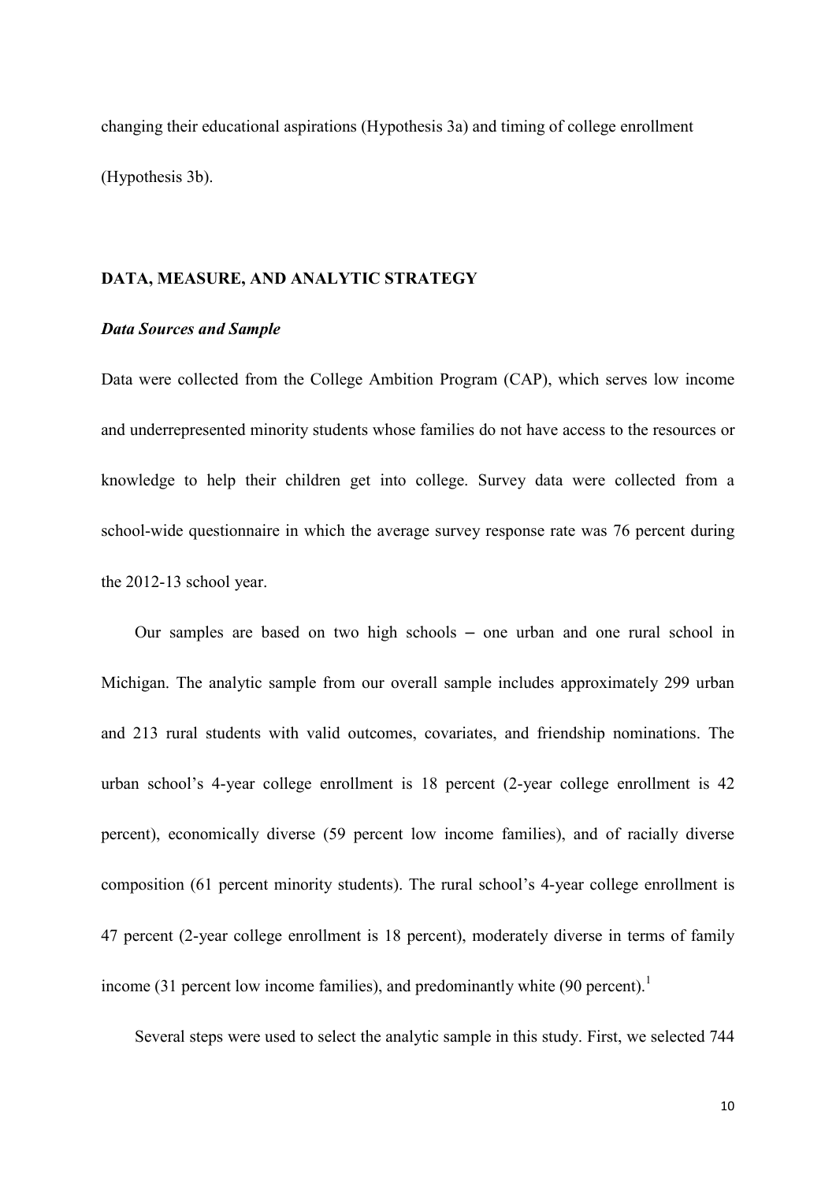changing their educational aspirations (Hypothesis 3a) and timing of college enrollment (Hypothesis 3b).

## DATA, MEASURE, AND ANALYTIC STRATEGY

### *Data Sources and Sample*

Data were collected from the College Ambition Program (CAP), which serves low income and underrepresented minority students whose families do not have access to the resources or knowledge to help their children get into college. Survey data were collected from a school-wide questionnaire in which the average survey response rate was 76 percent during the 2012-13 school year.

Our samples are based on two high schools – one urban and one rural school in Michigan. The analytic sample from our overall sample includes approximately 299 urban and 213 rural students with valid outcomes, covariates, and friendship nominations. The urban school's 4-year college enrollment is 18 percent (2-year college enrollment is 42 percent), economically diverse (59 percent low income families), and of racially diverse composition (61 percent minority students). The rural school's 4-year college enrollment is 47 percent (2-year college enrollment is 18 percent), moderately diverse in terms of family income (31 percent low income families), and predominantly white (90 percent).[1]

Several steps were used to select the analytic sample in this study. First, we selected 744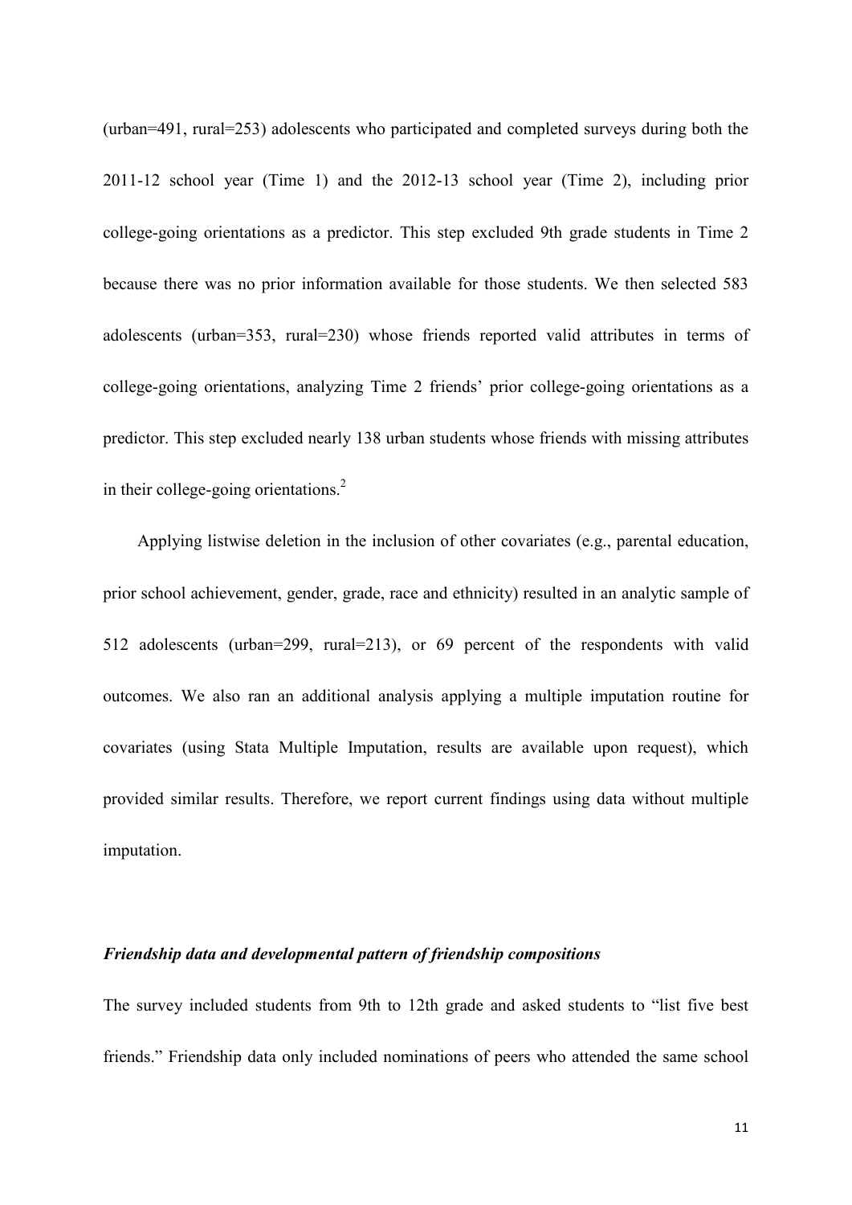(urban=491, rural=253) adolescents who participated and completed surveys during both the 2011-12 school year (Time 1) and the 2012-13 school year (Time 2), including prior college-going orientations as a predictor. This step excluded 9th grade students in Time 2 because there was no prior information available for those students. We then selected 583 adolescents (urban=353, rural=230) whose friends reported valid attributes in terms of college-going orientations, analyzing Time 2 friends' prior college-going orientations as a predictor. This step excluded nearly 138 urban students whose friends with missing attributes in their college-going orientations.[2]

Applying listwise deletion in the inclusion of other covariates (e.g., parental education, prior school achievement, gender, grade, race and ethnicity) resulted in an analytic sample of 512 adolescents (urban=299, rural=213), or 69 percent of the respondents with valid outcomes. We also ran an additional analysis applying a multiple imputation routine for covariates (using Stata Multiple Imputation, results are available upon request), which provided similar results. Therefore, we report current findings using data without multiple imputation.

### *Friendship data and developmental pattern of friendship compositions*

The survey included students from 9th to 12th grade and asked students to "list five best friends." Friendship data only included nominations of peers who attended the same school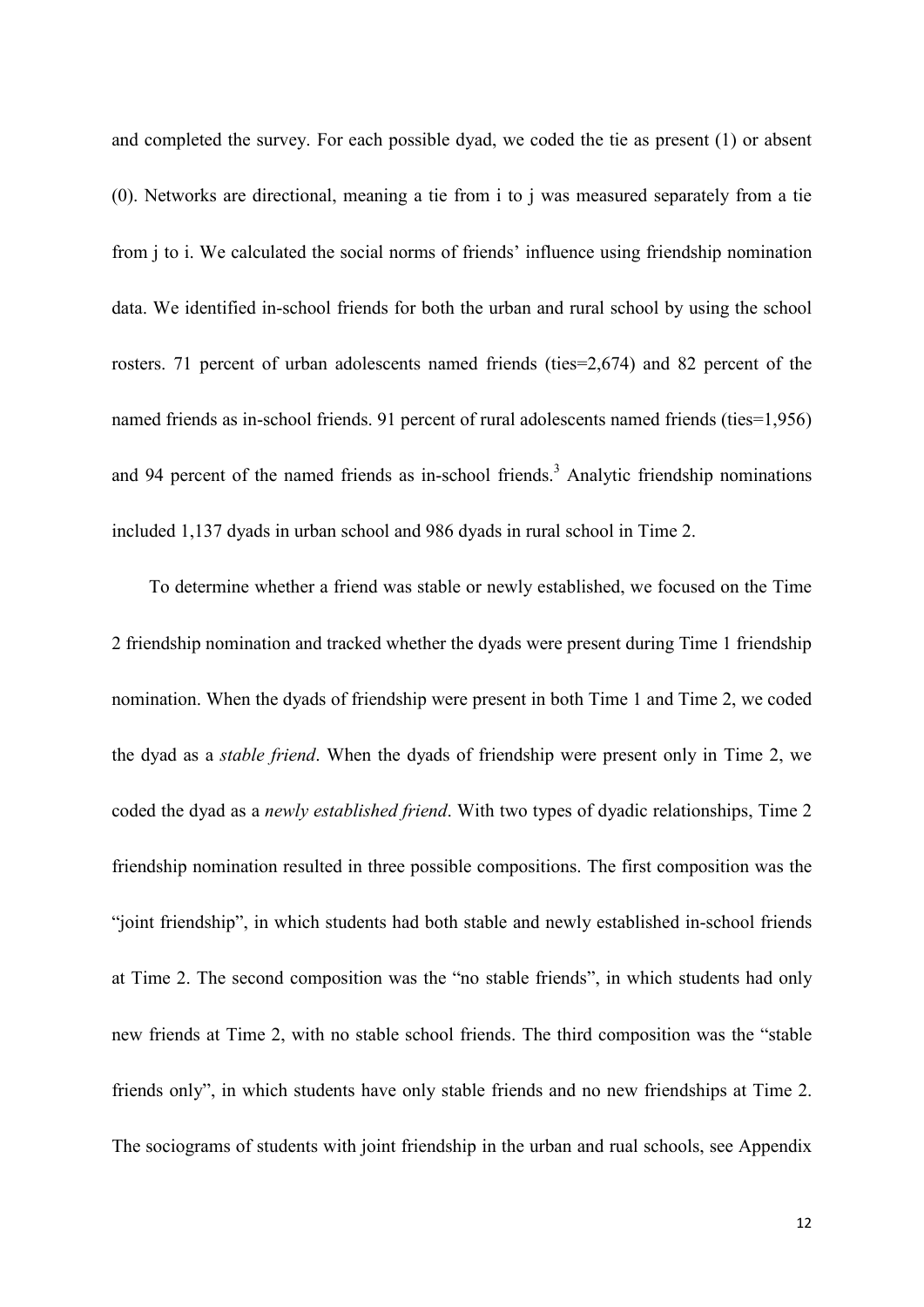and completed the survey. For each possible dyad, we coded the tie as present (1) or absent (0). Networks are directional, meaning a tie from i to j was measured separately from a tie from j to i. We calculated the social norms of friends' influence using friendship nomination data. We identified in-school friends for both the urban and rural school by using the school rosters. 71 percent of urban adolescents named friends (ties=2,674) and 82 percent of the named friends as in-school friends. 91 percent of rural adolescents named friends (ties=1,956) and 94 percent of the named friends as in-school friends.[3] Analytic friendship nominations included 1,137 dyads in urban school and 986 dyads in rural school in Time 2.

To determine whether a friend was stable or newly established, we focused on the Time 2 friendship nomination and tracked whether the dyads were present during Time 1 friendship nomination. When the dyads of friendship were present in both Time 1 and Time 2, we coded the dyad as a *stable friend*. When the dyads of friendship were present only in Time 2, we coded the dyad as a *newly established friend*. With two types of dyadic relationships, Time 2 friendship nomination resulted in three possible compositions. The first composition was the "joint friendship", in which students had both stable and newly established in-school friends at Time 2. The second composition was the "no stable friends", in which students had only new friends at Time 2, with no stable school friends. The third composition was the "stable friends only", in which students have only stable friends and no new friendships at Time 2. The sociograms of students with joint friendship in the urban and rual schools, see Appendix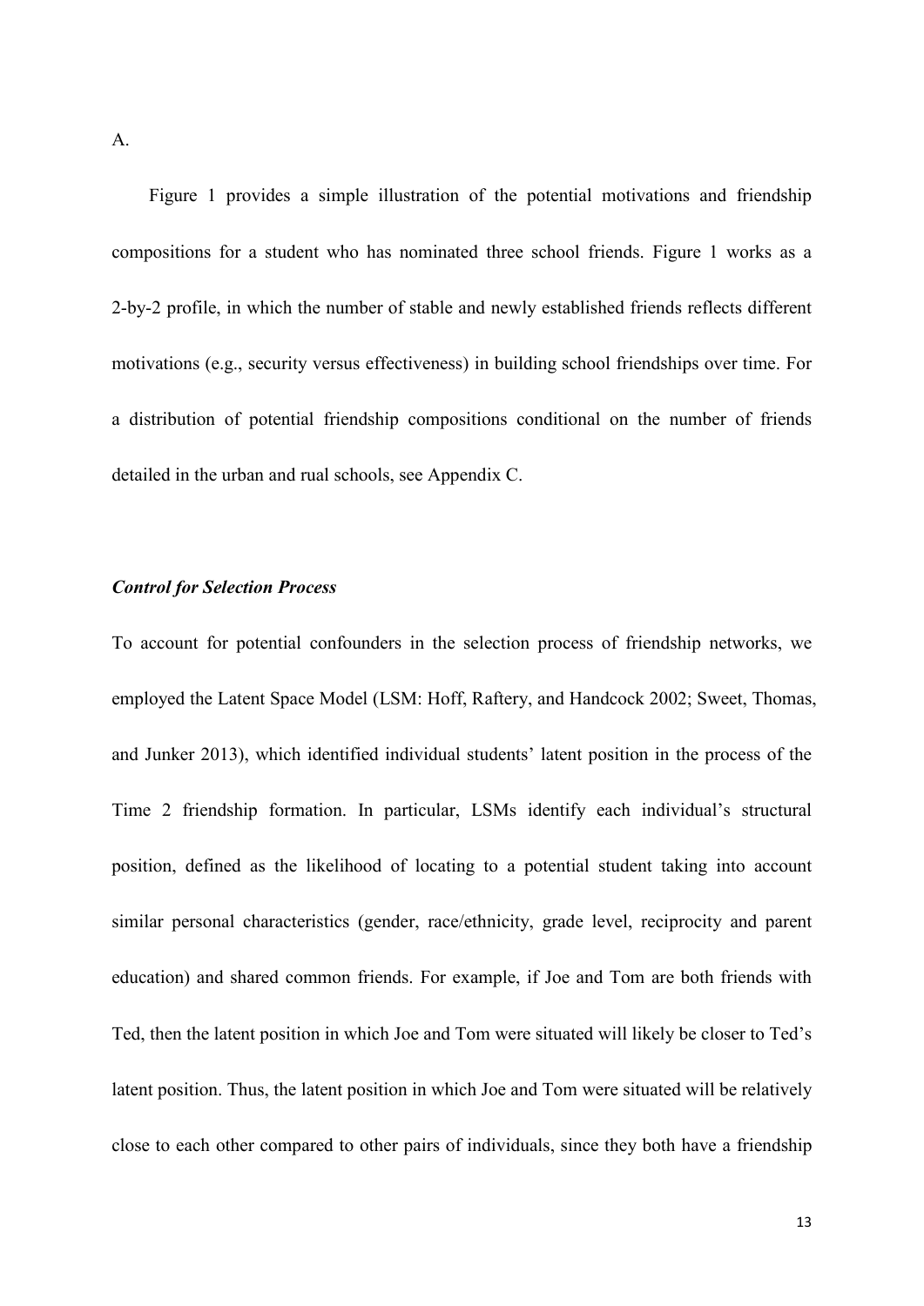A.

Figure 1 provides a simple illustration of the potential motivations and friendship compositions for a student who has nominated three school friends. Figure 1 works as a 2-by-2 profile, in which the number of stable and newly established friends reflects different motivations (e.g., security versus effectiveness) in building school friendships over time. For a distribution of potential friendship compositions conditional on the number of friends detailed in the urban and rual schools, see Appendix C.

### *Control for Selection Process*

To account for potential confounders in the selection process of friendship networks, we employed the Latent Space Model (LSM: Hoff, Raftery, and Handcock 2002; Sweet, Thomas, and Junker 2013), which identified individual students' latent position in the process of the Time 2 friendship formation. In particular, LSMs identify each individual's structural position, defined as the likelihood of locating to a potential student taking into account similar personal characteristics (gender, race/ethnicity, grade level, reciprocity and parent education) and shared common friends. For example, if Joe and Tom are both friends with Ted, then the latent position in which Joe and Tom were situated will likely be closer to Ted's latent position. Thus, the latent position in which Joe and Tom were situated will be relatively close to each other compared to other pairs of individuals, since they both have a friendship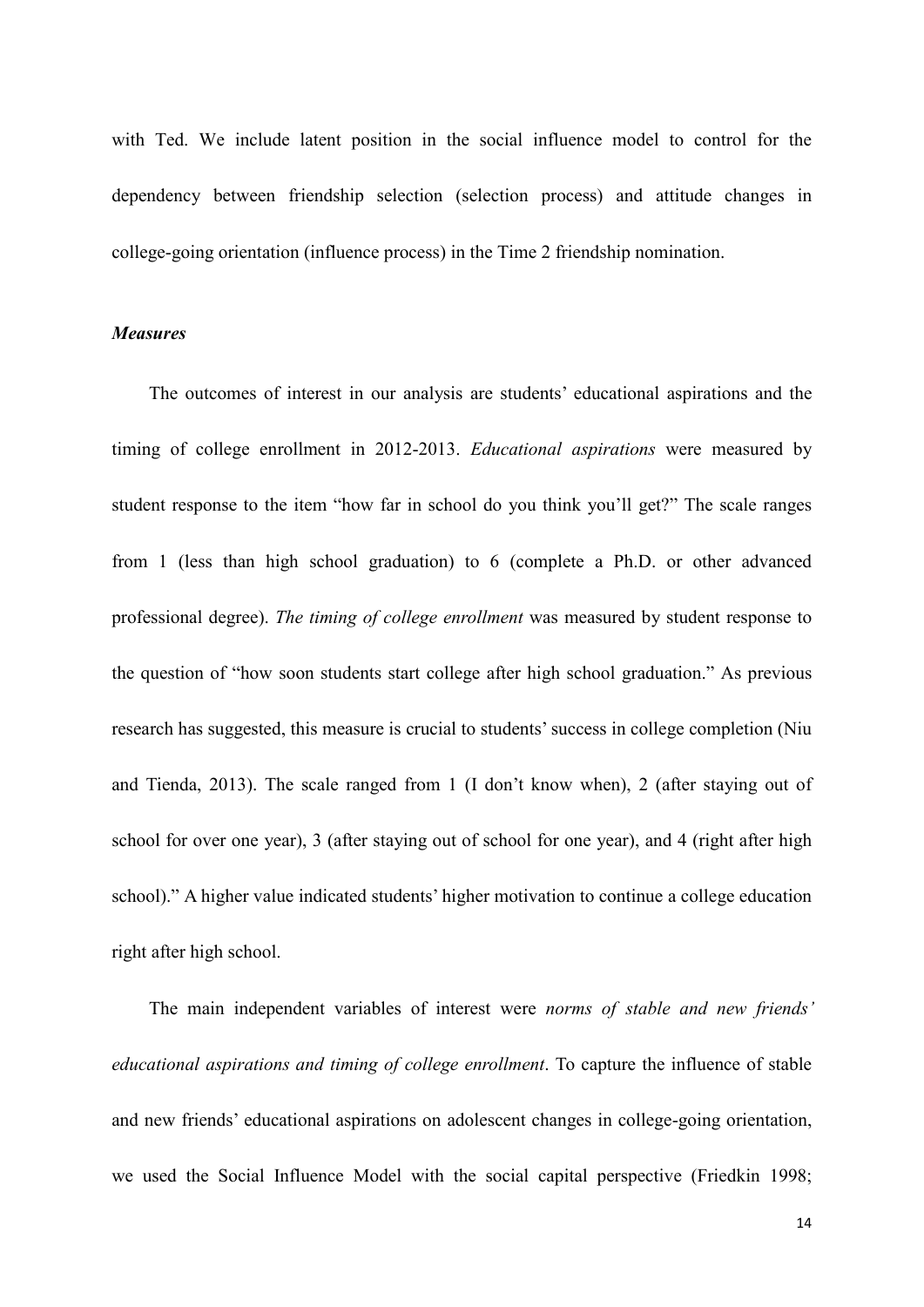with Ted. We include latent position in the social influence model to control for the dependency between friendship selection (selection process) and attitude changes in college-going orientation (influence process) in the Time 2 friendship nomination.

***Measures***

The outcomes of interest in our analysis are students' educational aspirations and the timing of college enrollment in 2012-2013. *Educational aspirations* were measured by student response to the item "how far in school do you think you'll get?" The scale ranges from 1 (less than high school graduation) to 6 (complete a Ph.D. or other advanced professional degree). *The timing of college enrollment* was measured by student response to the question of "how soon students start college after high school graduation." As previous research has suggested, this measure is crucial to students' success in college completion (Niu and Tienda, 2013). The scale ranged from 1 (I don't know when), 2 (after staying out of school for over one year), 3 (after staying out of school for one year), and 4 (right after high school)." A higher value indicated students' higher motivation to continue a college education right after high school.

The main independent variables of interest were *norms of stable and new friends' educational aspirations and timing of college enrollment*. To capture the influence of stable and new friends' educational aspirations on adolescent changes in college-going orientation, we used the Social Influence Model with the social capital perspective (Friedkin 1998;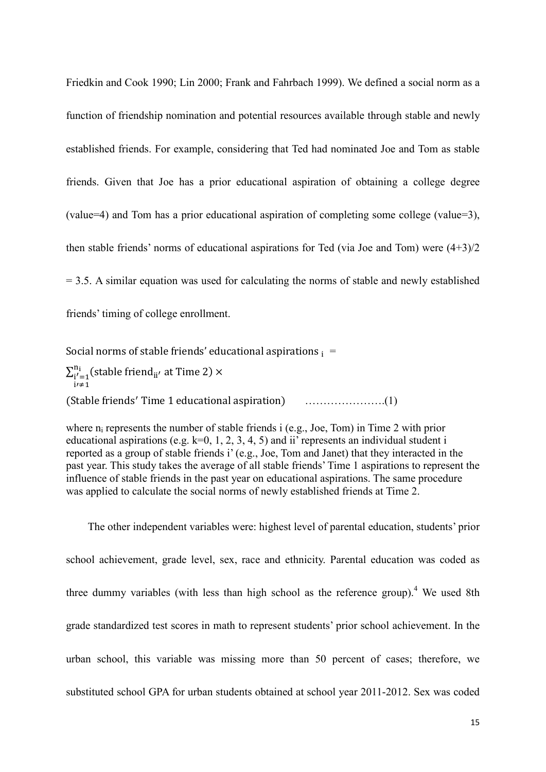Friedkin and Cook 1990; Lin 2000; Frank and Fahrbach 1999). We defined a social norm as a function of friendship nomination and potential resources available through stable and newly established friends. For example, considering that Ted had nominated Joe and Tom as stable friends. Given that Joe has a prior educational aspiration of obtaining a college degree (value=4) and Tom has a prior educational aspiration of completing some college (value=3), then stable friends' norms of educational aspirations for Ted (via Joe and Tom) were (4+3)/2 = 3.5. A similar equation was used for calculating the norms of stable and newly established friends' timing of college enrollment.

$$\text{Social norms of stable friends' educational aspirations}_{\,i} = \sum_{\substack{i'=1 \\ i' \neq 1}}^{n_i} (\text{stable friend}_{ii'} \text{ at Time 2}) \times (\text{Stable friends' Time 1 educational aspiration}) \quad \ldots\ldots\ldots\ldots\ldots\ldots(1)$$

where $n_i$ represents the number of stable friends i (e.g., Joe, Tom) in Time 2 with prior educational aspirations (e.g. k=0, 1, 2, 3, 4, 5) and ii' represents an individual student i reported as a group of stable friends i' (e.g., Joe, Tom and Janet) that they interacted in the past year. This study takes the average of all stable friends' Time 1 aspirations to represent the influence of stable friends in the past year on educational aspirations. The same procedure was applied to calculate the social norms of newly established friends at Time 2.

The other independent variables were: highest level of parental education, students' prior school achievement, grade level, sex, race and ethnicity. Parental education was coded as three dummy variables (with less than high school as the reference group).[4] We used 8th grade standardized test scores in math to represent students' prior school achievement. In the urban school, this variable was missing more than 50 percent of cases; therefore, we substituted school GPA for urban students obtained at school year 2011-2012. Sex was coded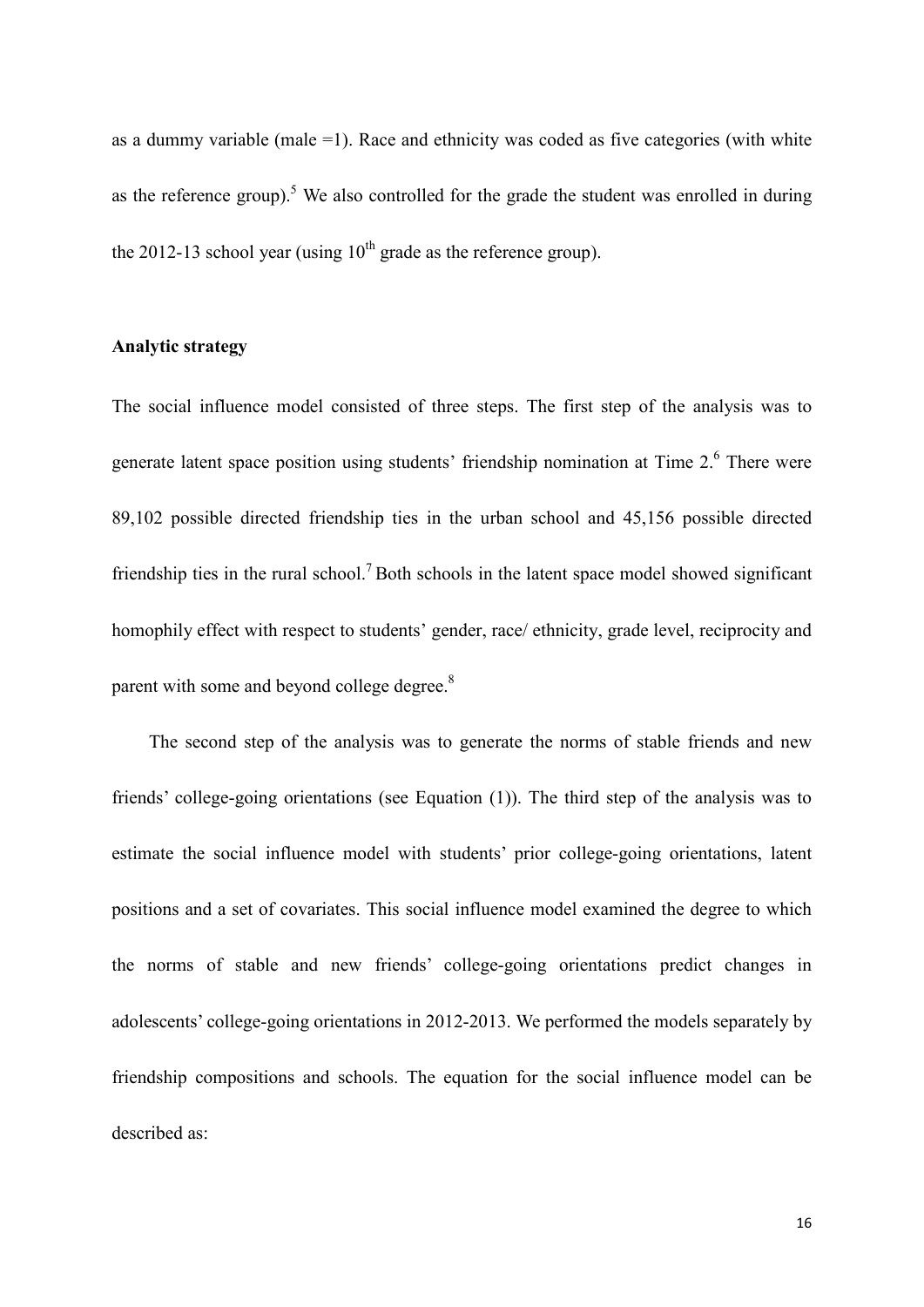as a dummy variable (male =1). Race and ethnicity was coded as five categories (with white as the reference group).[5] We also controlled for the grade the student was enrolled in during the 2012-13 school year (using $10^{th}$ grade as the reference group).

**Analytic strategy**

The social influence model consisted of three steps. The first step of the analysis was to generate latent space position using students' friendship nomination at Time 2.[6] There were 89,102 possible directed friendship ties in the urban school and 45,156 possible directed friendship ties in the rural school.[7] Both schools in the latent space model showed significant homophily effect with respect to students' gender, race/ ethnicity, grade level, reciprocity and parent with some and beyond college degree.[8]

The second step of the analysis was to generate the norms of stable friends and new friends' college-going orientations (see Equation (1)). The third step of the analysis was to estimate the social influence model with students' prior college-going orientations, latent positions and a set of covariates. This social influence model examined the degree to which the norms of stable and new friends' college-going orientations predict changes in adolescents' college-going orientations in 2012-2013. We performed the models separately by friendship compositions and schools. The equation for the social influence model can be described as: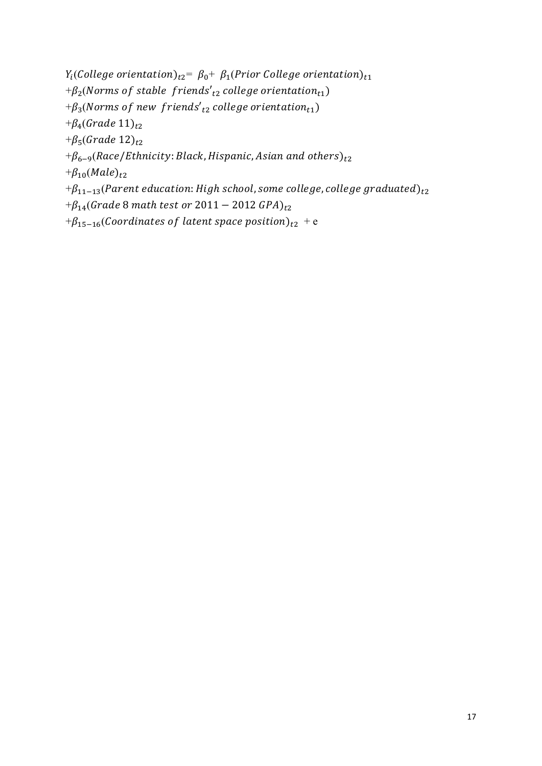$$
\begin{aligned}
Y_i(College\ orientation)_{t2} = \ & \beta_0 + \ \beta_1(Prior\ College\ orientation)_{t1} \\
& + \beta_2(Norms\ of\ stable\ \ friends'_{t2}\ college\ orientation_{t1}) \\
& + \beta_3(Norms\ of\ new\ \ friends'_{t2}\ college\ orientation_{t1}) \\
& + \beta_4(Grade\ 11)_{t2} \\
& + \beta_5(Grade\ 12)_{t2} \\
& + \beta_{6-9}(Race/Ethnicity: Black, Hispanic, Asian\ and\ others)_{t2} \\
& + \beta_{10}(Male)_{t2} \\
& + \beta_{11-13}(Parent\ education: High\ school, some\ college, college\ graduated)_{t2} \\
& + \beta_{14}(Grade\ 8\ math\ test\ or\ 2011 - 2012\ GPA)_{t2} \\
& + \beta_{15-16}(Coordinates\ of\ latent\ space\ position)_{t2} \ + \mathrm{e}
\end{aligned}
$$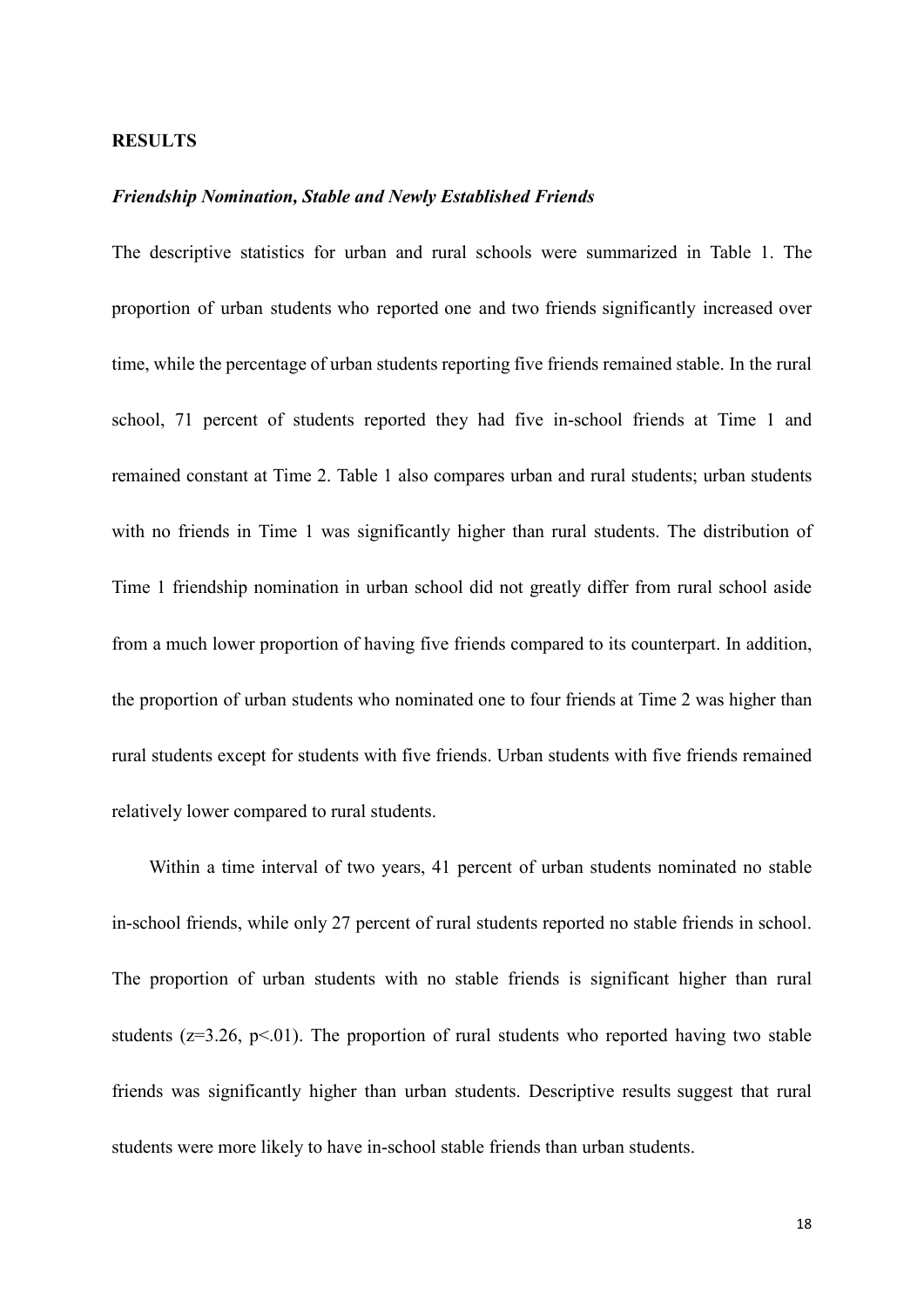**RESULTS**

***Friendship Nomination, Stable and Newly Established Friends***

The descriptive statistics for urban and rural schools were summarized in Table 1. The proportion of urban students who reported one and two friends significantly increased over time, while the percentage of urban students reporting five friends remained stable. In the rural school, 71 percent of students reported they had five in-school friends at Time 1 and remained constant at Time 2. Table 1 also compares urban and rural students; urban students with no friends in Time 1 was significantly higher than rural students. The distribution of Time 1 friendship nomination in urban school did not greatly differ from rural school aside from a much lower proportion of having five friends compared to its counterpart. In addition, the proportion of urban students who nominated one to four friends at Time 2 was higher than rural students except for students with five friends. Urban students with five friends remained relatively lower compared to rural students.

Within a time interval of two years, 41 percent of urban students nominated no stable in-school friends, while only 27 percent of rural students reported no stable friends in school. The proportion of urban students with no stable friends is significant higher than rural students ($z=3.26$, $p<.01$). The proportion of rural students who reported having two stable friends was significantly higher than urban students. Descriptive results suggest that rural students were more likely to have in-school stable friends than urban students.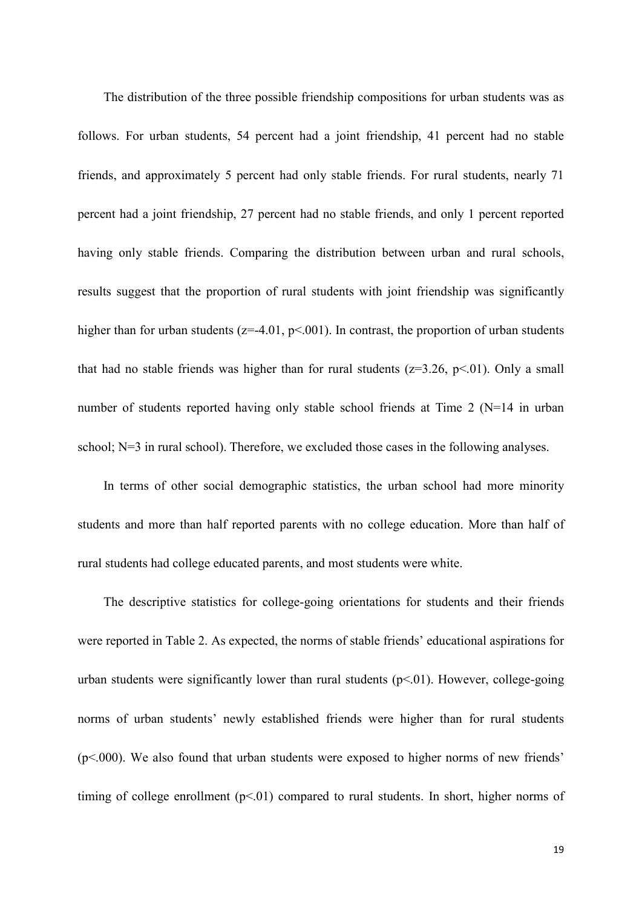The distribution of the three possible friendship compositions for urban students was as follows. For urban students, 54 percent had a joint friendship, 41 percent had no stable friends, and approximately 5 percent had only stable friends. For rural students, nearly 71 percent had a joint friendship, 27 percent had no stable friends, and only 1 percent reported having only stable friends. Comparing the distribution between urban and rural schools, results suggest that the proportion of rural students with joint friendship was significantly higher than for urban students ($z=-4.01$, $p<.001$). In contrast, the proportion of urban students that had no stable friends was higher than for rural students ($z=3.26$, $p<.01$). Only a small number of students reported having only stable school friends at Time 2 (N=14 in urban school; N=3 in rural school). Therefore, we excluded those cases in the following analyses.

In terms of other social demographic statistics, the urban school had more minority students and more than half reported parents with no college education. More than half of rural students had college educated parents, and most students were white.

The descriptive statistics for college-going orientations for students and their friends were reported in Table 2. As expected, the norms of stable friends' educational aspirations for urban students were significantly lower than rural students ($p<.01$). However, college-going norms of urban students' newly established friends were higher than for rural students ($p<.000$). We also found that urban students were exposed to higher norms of new friends' timing of college enrollment ($p<.01$) compared to rural students. In short, higher norms of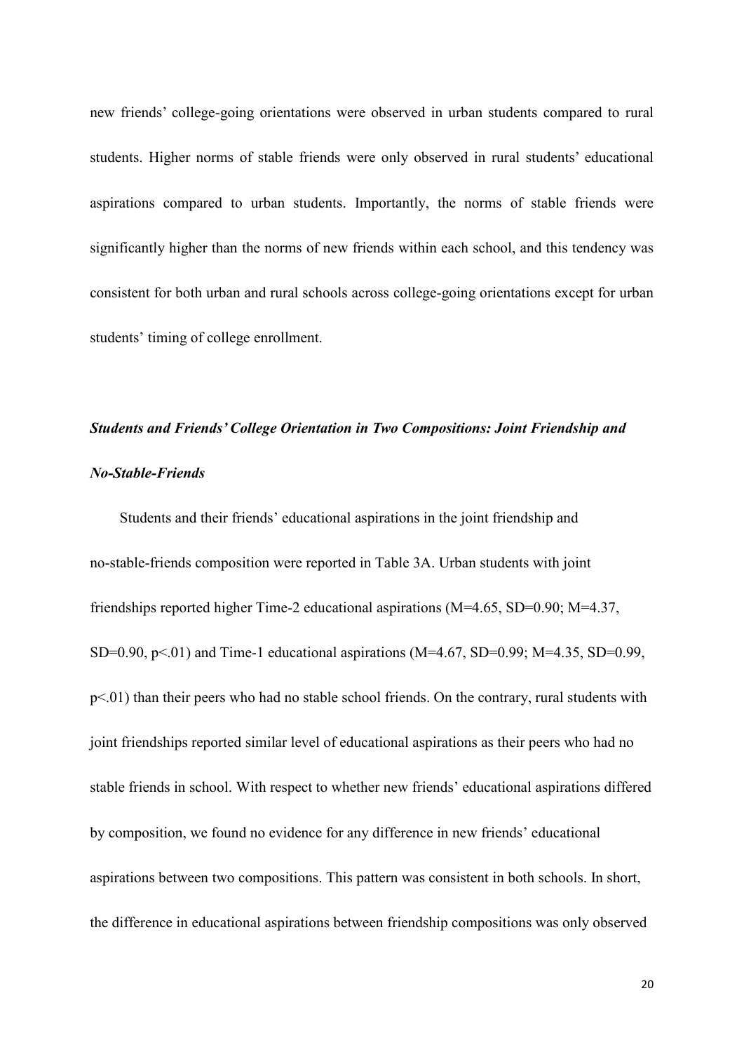new friends' college-going orientations were observed in urban students compared to rural students. Higher norms of stable friends were only observed in rural students' educational aspirations compared to urban students. Importantly, the norms of stable friends were significantly higher than the norms of new friends within each school, and this tendency was consistent for both urban and rural schools across college-going orientations except for urban students' timing of college enrollment.

### *Students and Friends' College Orientation in Two Compositions: Joint Friendship and No-Stable-Friends*

Students and their friends' educational aspirations in the joint friendship and no-stable-friends composition were reported in Table 3A. Urban students with joint friendships reported higher Time-2 educational aspirations (M=4.65, SD=0.90; M=4.37, SD=0.90, $p<.01$) and Time-1 educational aspirations (M=4.67, SD=0.99; M=4.35, SD=0.99, $p<.01$) than their peers who had no stable school friends. On the contrary, rural students with joint friendships reported similar level of educational aspirations as their peers who had no stable friends in school. With respect to whether new friends' educational aspirations differed by composition, we found no evidence for any difference in new friends' educational aspirations between two compositions. This pattern was consistent in both schools. In short, the difference in educational aspirations between friendship compositions was only observed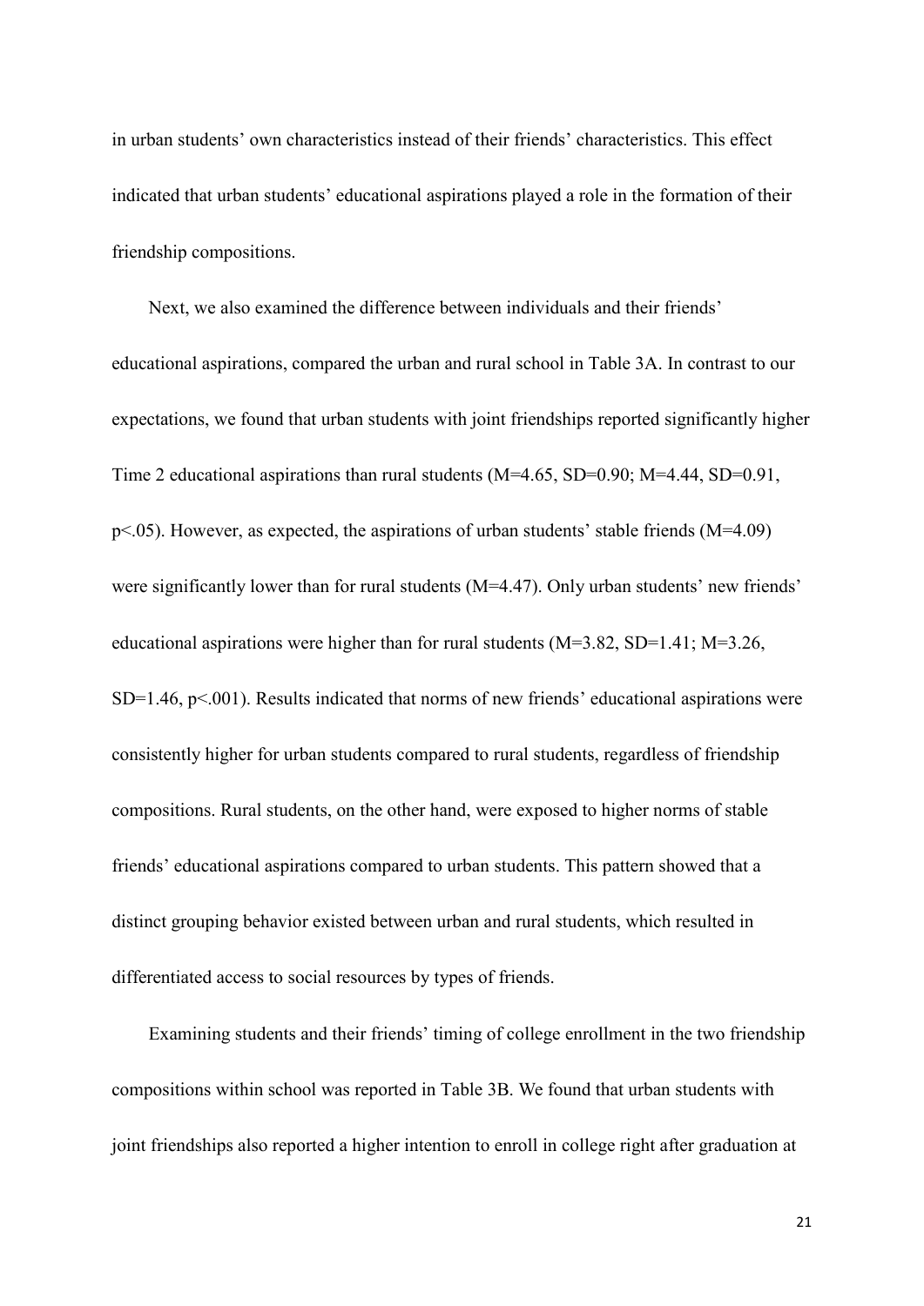in urban students' own characteristics instead of their friends' characteristics. This effect indicated that urban students' educational aspirations played a role in the formation of their friendship compositions.

Next, we also examined the difference between individuals and their friends' educational aspirations, compared the urban and rural school in Table 3A. In contrast to our expectations, we found that urban students with joint friendships reported significantly higher Time 2 educational aspirations than rural students ($M=4.65$, $SD=0.90$; $M=4.44$, $SD=0.91$, $p<.05$). However, as expected, the aspirations of urban students' stable friends ($M=4.09$) were significantly lower than for rural students ($M=4.47$). Only urban students' new friends' educational aspirations were higher than for rural students ($M=3.82$, $SD=1.41$; $M=3.26$, $SD=1.46$, $p<.001$). Results indicated that norms of new friends' educational aspirations were consistently higher for urban students compared to rural students, regardless of friendship compositions. Rural students, on the other hand, were exposed to higher norms of stable friends' educational aspirations compared to urban students. This pattern showed that a distinct grouping behavior existed between urban and rural students, which resulted in differentiated access to social resources by types of friends.

Examining students and their friends' timing of college enrollment in the two friendship compositions within school was reported in Table 3B. We found that urban students with joint friendships also reported a higher intention to enroll in college right after graduation at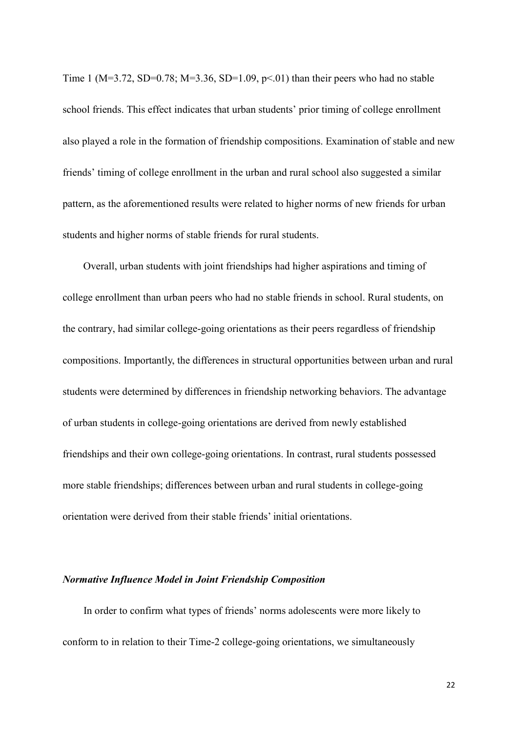Time 1 ($M=3.72$, $SD=0.78$; $M=3.36$, $SD=1.09$, $p<.01$) than their peers who had no stable school friends. This effect indicates that urban students' prior timing of college enrollment also played a role in the formation of friendship compositions. Examination of stable and new friends' timing of college enrollment in the urban and rural school also suggested a similar pattern, as the aforementioned results were related to higher norms of new friends for urban students and higher norms of stable friends for rural students.

Overall, urban students with joint friendships had higher aspirations and timing of college enrollment than urban peers who had no stable friends in school. Rural students, on the contrary, had similar college-going orientations as their peers regardless of friendship compositions. Importantly, the differences in structural opportunities between urban and rural students were determined by differences in friendship networking behaviors. The advantage of urban students in college-going orientations are derived from newly established friendships and their own college-going orientations. In contrast, rural students possessed more stable friendships; differences between urban and rural students in college-going orientation were derived from their stable friends' initial orientations.

### *Normative Influence Model in Joint Friendship Composition*

In order to confirm what types of friends' norms adolescents were more likely to conform to in relation to their Time-2 college-going orientations, we simultaneously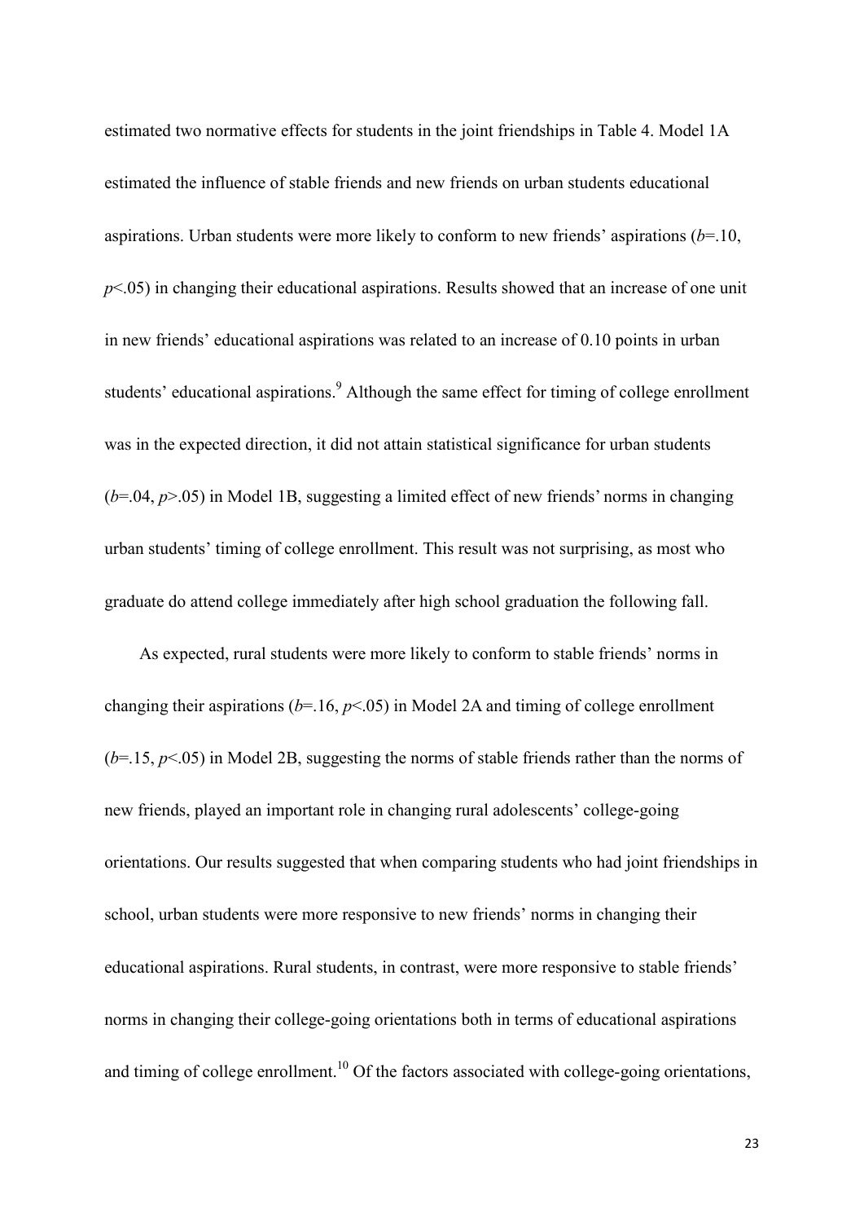estimated two normative effects for students in the joint friendships in Table 4. Model 1A estimated the influence of stable friends and new friends on urban students educational aspirations. Urban students were more likely to conform to new friends' aspirations (*b*=.10, *p*<.05) in changing their educational aspirations. Results showed that an increase of one unit in new friends' educational aspirations was related to an increase of 0.10 points in urban students' educational aspirations.[9] Although the same effect for timing of college enrollment was in the expected direction, it did not attain statistical significance for urban students (*b*=.04, *p*>.05) in Model 1B, suggesting a limited effect of new friends' norms in changing urban students' timing of college enrollment. This result was not surprising, as most who graduate do attend college immediately after high school graduation the following fall.

As expected, rural students were more likely to conform to stable friends' norms in changing their aspirations (*b*=.16, *p*<.05) in Model 2A and timing of college enrollment (*b*=.15, *p*<.05) in Model 2B, suggesting the norms of stable friends rather than the norms of new friends, played an important role in changing rural adolescents' college-going orientations. Our results suggested that when comparing students who had joint friendships in school, urban students were more responsive to new friends' norms in changing their educational aspirations. Rural students, in contrast, were more responsive to stable friends' norms in changing their college-going orientations both in terms of educational aspirations and timing of college enrollment.[10] Of the factors associated with college-going orientations,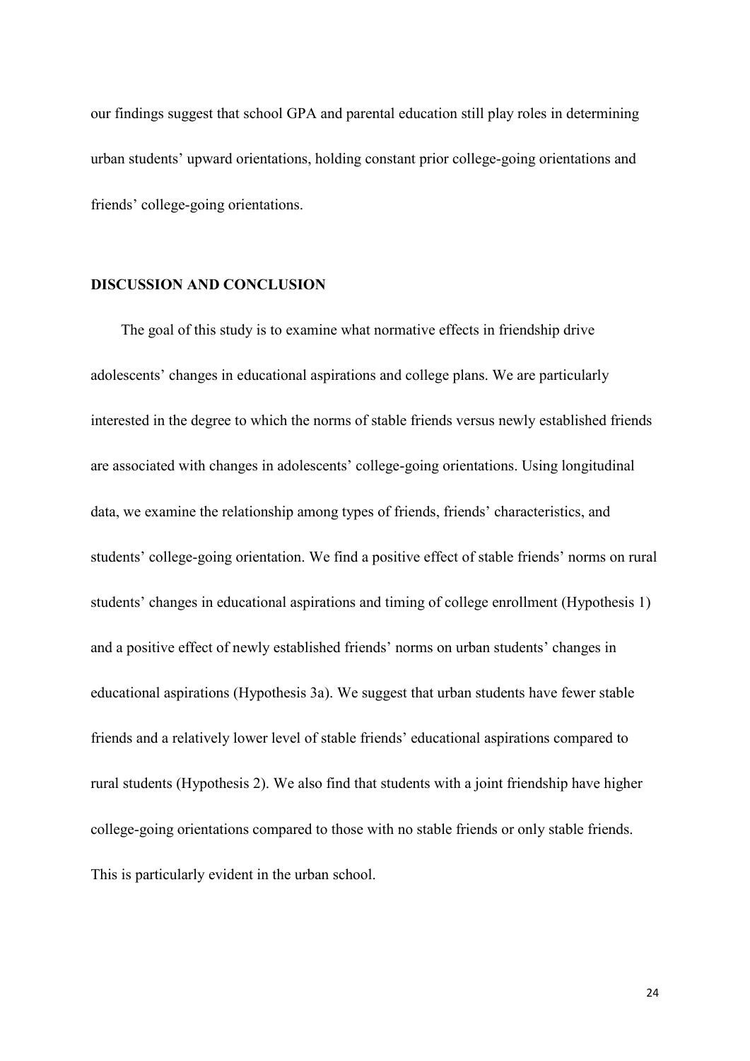our findings suggest that school GPA and parental education still play roles in determining urban students' upward orientations, holding constant prior college-going orientations and friends' college-going orientations.

## DISCUSSION AND CONCLUSION

The goal of this study is to examine what normative effects in friendship drive adolescents' changes in educational aspirations and college plans. We are particularly interested in the degree to which the norms of stable friends versus newly established friends are associated with changes in adolescents' college-going orientations. Using longitudinal data, we examine the relationship among types of friends, friends' characteristics, and students' college-going orientation. We find a positive effect of stable friends' norms on rural students' changes in educational aspirations and timing of college enrollment (Hypothesis 1) and a positive effect of newly established friends' norms on urban students' changes in educational aspirations (Hypothesis 3a). We suggest that urban students have fewer stable friends and a relatively lower level of stable friends' educational aspirations compared to rural students (Hypothesis 2). We also find that students with a joint friendship have higher college-going orientations compared to those with no stable friends or only stable friends. This is particularly evident in the urban school.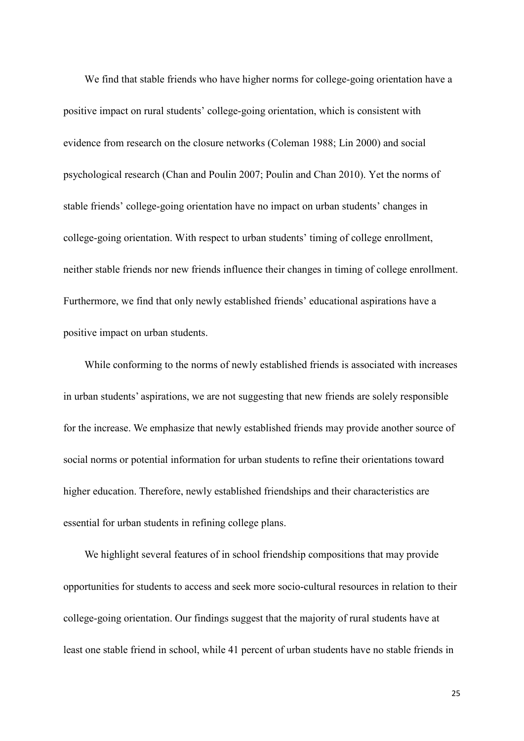We find that stable friends who have higher norms for college-going orientation have a positive impact on rural students' college-going orientation, which is consistent with evidence from research on the closure networks (Coleman 1988; Lin 2000) and social psychological research (Chan and Poulin 2007; Poulin and Chan 2010). Yet the norms of stable friends' college-going orientation have no impact on urban students' changes in college-going orientation. With respect to urban students' timing of college enrollment, neither stable friends nor new friends influence their changes in timing of college enrollment. Furthermore, we find that only newly established friends' educational aspirations have a positive impact on urban students.

While conforming to the norms of newly established friends is associated with increases in urban students' aspirations, we are not suggesting that new friends are solely responsible for the increase. We emphasize that newly established friends may provide another source of social norms or potential information for urban students to refine their orientations toward higher education. Therefore, newly established friendships and their characteristics are essential for urban students in refining college plans.

We highlight several features of in school friendship compositions that may provide opportunities for students to access and seek more socio-cultural resources in relation to their college-going orientation. Our findings suggest that the majority of rural students have at least one stable friend in school, while 41 percent of urban students have no stable friends in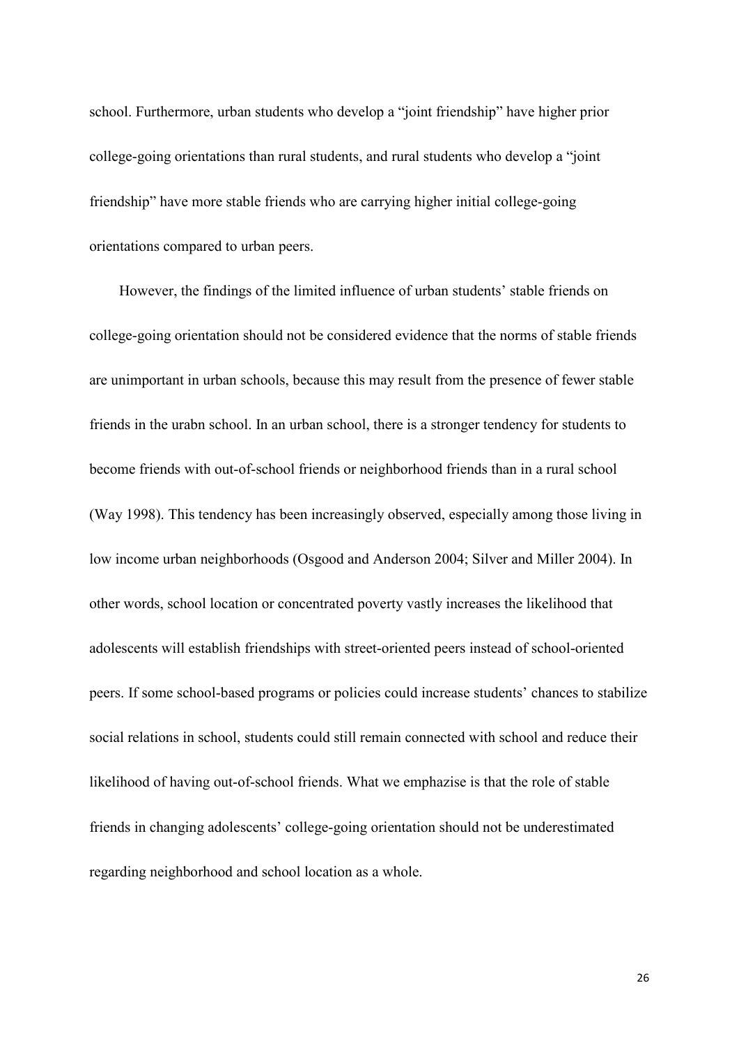school. Furthermore, urban students who develop a "joint friendship" have higher prior college-going orientations than rural students, and rural students who develop a "joint friendship" have more stable friends who are carrying higher initial college-going orientations compared to urban peers.

However, the findings of the limited influence of urban students' stable friends on college-going orientation should not be considered evidence that the norms of stable friends are unimportant in urban schools, because this may result from the presence of fewer stable friends in the urabn school. In an urban school, there is a stronger tendency for students to become friends with out-of-school friends or neighborhood friends than in a rural school (Way 1998). This tendency has been increasingly observed, especially among those living in low income urban neighborhoods (Osgood and Anderson 2004; Silver and Miller 2004). In other words, school location or concentrated poverty vastly increases the likelihood that adolescents will establish friendships with street-oriented peers instead of school-oriented peers. If some school-based programs or policies could increase students' chances to stabilize social relations in school, students could still remain connected with school and reduce their likelihood of having out-of-school friends. What we emphazise is that the role of stable friends in changing adolescents' college-going orientation should not be underestimated regarding neighborhood and school location as a whole.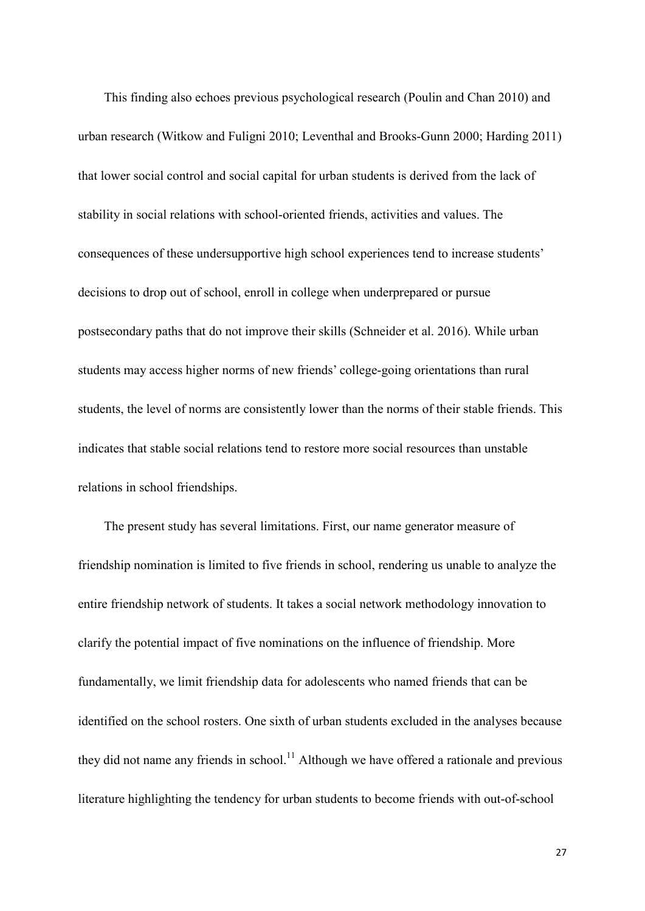This finding also echoes previous psychological research (Poulin and Chan 2010) and urban research (Witkow and Fuligni 2010; Leventhal and Brooks-Gunn 2000; Harding 2011) that lower social control and social capital for urban students is derived from the lack of stability in social relations with school-oriented friends, activities and values. The consequences of these undersupportive high school experiences tend to increase students' decisions to drop out of school, enroll in college when underprepared or pursue postsecondary paths that do not improve their skills (Schneider et al. 2016). While urban students may access higher norms of new friends' college-going orientations than rural students, the level of norms are consistently lower than the norms of their stable friends. This indicates that stable social relations tend to restore more social resources than unstable relations in school friendships.

The present study has several limitations. First, our name generator measure of friendship nomination is limited to five friends in school, rendering us unable to analyze the entire friendship network of students. It takes a social network methodology innovation to clarify the potential impact of five nominations on the influence of friendship. More fundamentally, we limit friendship data for adolescents who named friends that can be identified on the school rosters. One sixth of urban students excluded in the analyses because they did not name any friends in school.[11] Although we have offered a rationale and previous literature highlighting the tendency for urban students to become friends with out-of-school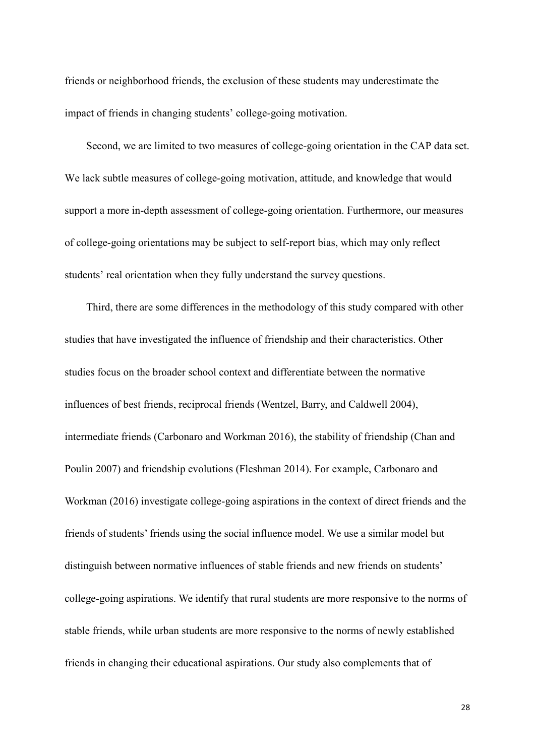friends or neighborhood friends, the exclusion of these students may underestimate the impact of friends in changing students' college-going motivation.

Second, we are limited to two measures of college-going orientation in the CAP data set. We lack subtle measures of college-going motivation, attitude, and knowledge that would support a more in-depth assessment of college-going orientation. Furthermore, our measures of college-going orientations may be subject to self-report bias, which may only reflect students' real orientation when they fully understand the survey questions.

Third, there are some differences in the methodology of this study compared with other studies that have investigated the influence of friendship and their characteristics. Other studies focus on the broader school context and differentiate between the normative influences of best friends, reciprocal friends (Wentzel, Barry, and Caldwell 2004), intermediate friends (Carbonaro and Workman 2016), the stability of friendship (Chan and Poulin 2007) and friendship evolutions (Fleshman 2014). For example, Carbonaro and Workman (2016) investigate college-going aspirations in the context of direct friends and the friends of students' friends using the social influence model. We use a similar model but distinguish between normative influences of stable friends and new friends on students' college-going aspirations. We identify that rural students are more responsive to the norms of stable friends, while urban students are more responsive to the norms of newly established friends in changing their educational aspirations. Our study also complements that of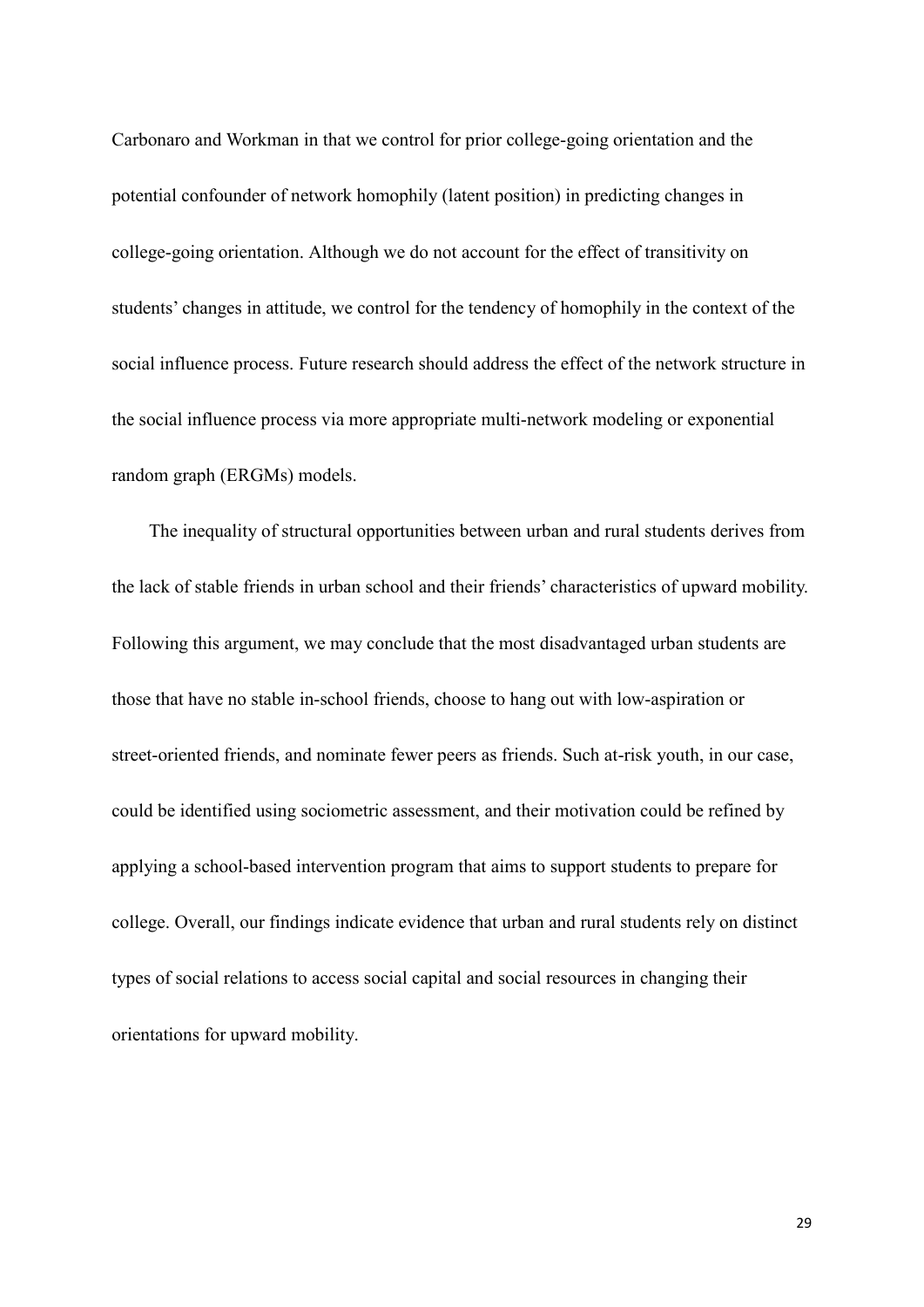Carbonaro and Workman in that we control for prior college-going orientation and the potential confounder of network homophily (latent position) in predicting changes in college-going orientation. Although we do not account for the effect of transitivity on students' changes in attitude, we control for the tendency of homophily in the context of the social influence process. Future research should address the effect of the network structure in the social influence process via more appropriate multi-network modeling or exponential random graph (ERGMs) models.

The inequality of structural opportunities between urban and rural students derives from the lack of stable friends in urban school and their friends' characteristics of upward mobility. Following this argument, we may conclude that the most disadvantaged urban students are those that have no stable in-school friends, choose to hang out with low-aspiration or street-oriented friends, and nominate fewer peers as friends. Such at-risk youth, in our case, could be identified using sociometric assessment, and their motivation could be refined by applying a school-based intervention program that aims to support students to prepare for college. Overall, our findings indicate evidence that urban and rural students rely on distinct types of social relations to access social capital and social resources in changing their orientations for upward mobility.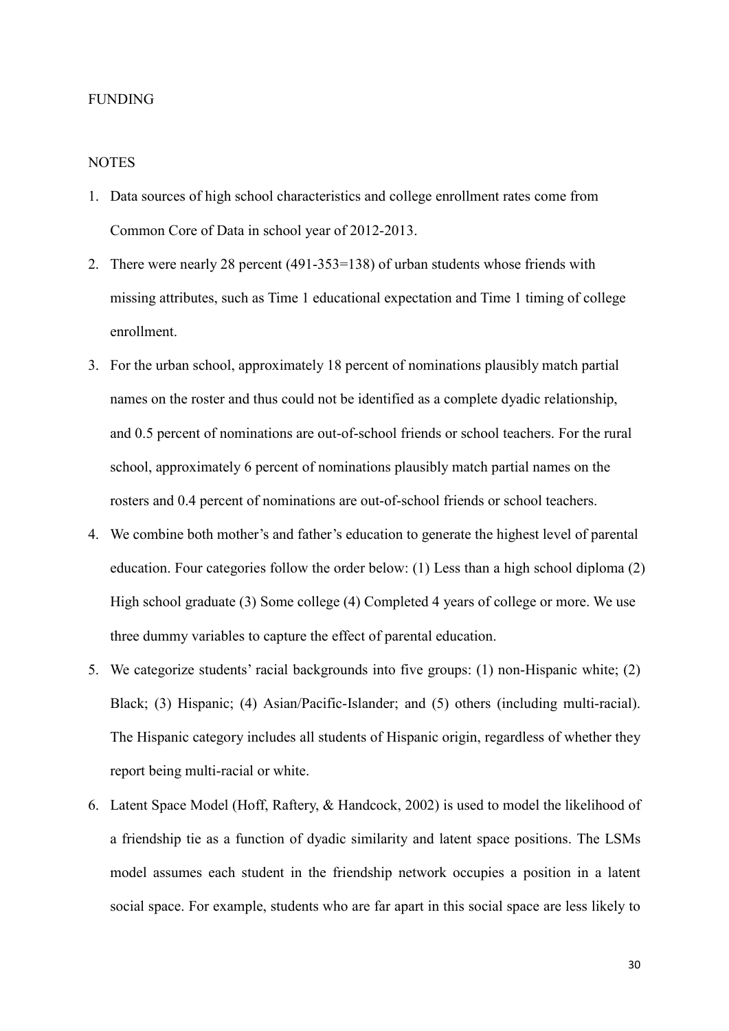FUNDING

NOTES

1. Data sources of high school characteristics and college enrollment rates come from Common Core of Data in school year of 2012-2013.
2. There were nearly 28 percent (491-353=138) of urban students whose friends with missing attributes, such as Time 1 educational expectation and Time 1 timing of college enrollment.
3. For the urban school, approximately 18 percent of nominations plausibly match partial names on the roster and thus could not be identified as a complete dyadic relationship, and 0.5 percent of nominations are out-of-school friends or school teachers. For the rural school, approximately 6 percent of nominations plausibly match partial names on the rosters and 0.4 percent of nominations are out-of-school friends or school teachers.
4. We combine both mother's and father's education to generate the highest level of parental education. Four categories follow the order below: (1) Less than a high school diploma (2) High school graduate (3) Some college (4) Completed 4 years of college or more. We use three dummy variables to capture the effect of parental education.
5. We categorize students' racial backgrounds into five groups: (1) non-Hispanic white; (2) Black; (3) Hispanic; (4) Asian/Pacific-Islander; and (5) others (including multi-racial). The Hispanic category includes all students of Hispanic origin, regardless of whether they report being multi-racial or white.
6. Latent Space Model (Hoff, Raftery, & Handcock, 2002) is used to model the likelihood of a friendship tie as a function of dyadic similarity and latent space positions. The LSMs model assumes each student in the friendship network occupies a position in a latent social space. For example, students who are far apart in this social space are less likely to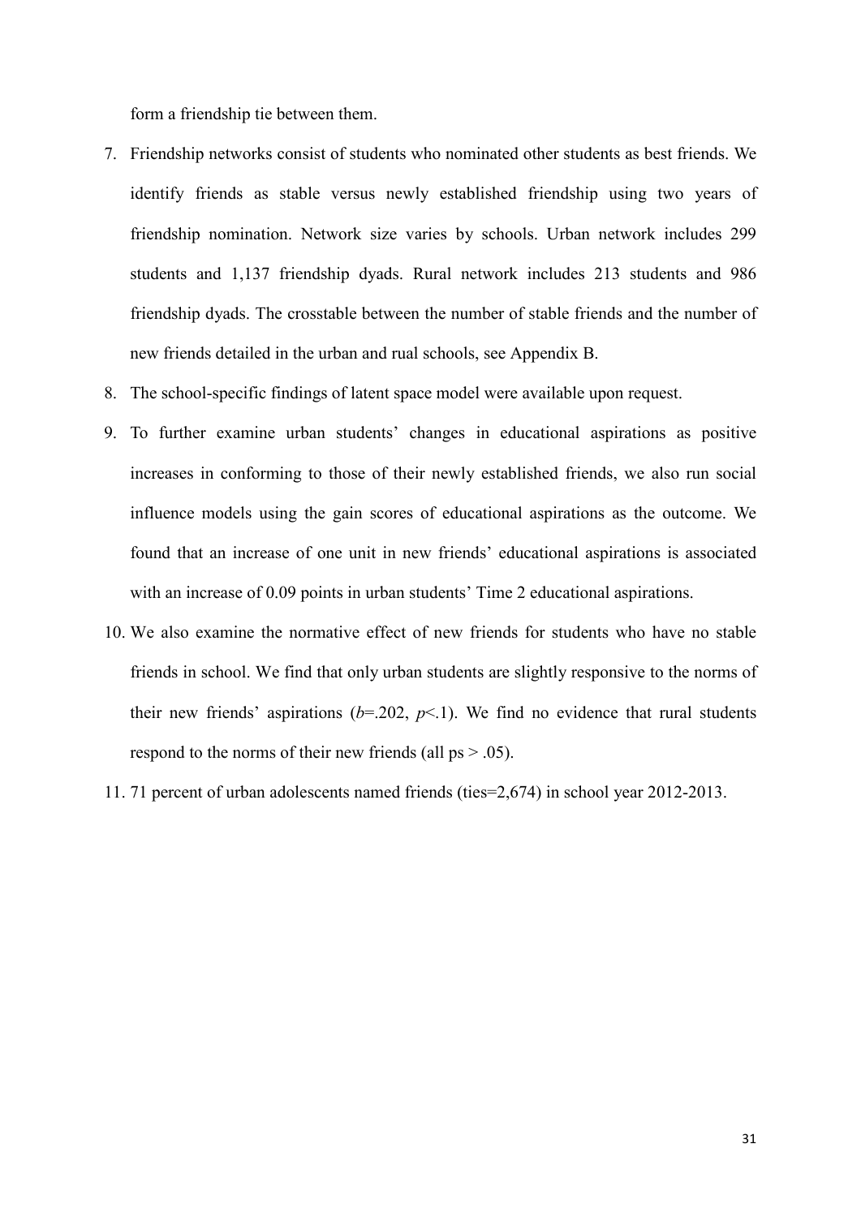form a friendship tie between them.

7. Friendship networks consist of students who nominated other students as best friends. We identify friends as stable versus newly established friendship using two years of friendship nomination. Network size varies by schools. Urban network includes 299 students and 1,137 friendship dyads. Rural network includes 213 students and 986 friendship dyads. The crosstable between the number of stable friends and the number of new friends detailed in the urban and rual schools, see Appendix B.
8. The school-specific findings of latent space model were available upon request.
9. To further examine urban students' changes in educational aspirations as positive increases in conforming to those of their newly established friends, we also run social influence models using the gain scores of educational aspirations as the outcome. We found that an increase of one unit in new friends' educational aspirations is associated with an increase of 0.09 points in urban students' Time 2 educational aspirations.
10. We also examine the normative effect of new friends for students who have no stable friends in school. We find that only urban students are slightly responsive to the norms of their new friends' aspirations ($b$=.202, $p$<.1). We find no evidence that rural students respond to the norms of their new friends (all ps > .05).
11. 71 percent of urban adolescents named friends (ties=2,674) in school year 2012-2013.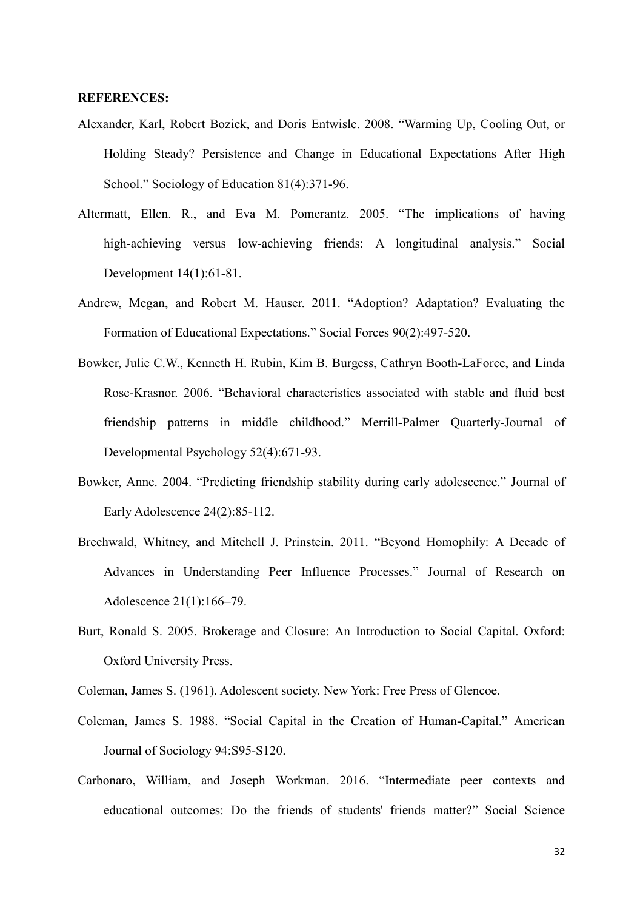**REFERENCES:**

Alexander, Karl, Robert Bozick, and Doris Entwisle. 2008. "Warming Up, Cooling Out, or Holding Steady? Persistence and Change in Educational Expectations After High School." Sociology of Education 81(4):371-96.

Altermatt, Ellen. R., and Eva M. Pomerantz. 2005. "The implications of having high-achieving versus low-achieving friends: A longitudinal analysis." Social Development 14(1):61-81.

Andrew, Megan, and Robert M. Hauser. 2011. "Adoption? Adaptation? Evaluating the Formation of Educational Expectations." Social Forces 90(2):497-520.

Bowker, Julie C.W., Kenneth H. Rubin, Kim B. Burgess, Cathryn Booth-LaForce, and Linda Rose-Krasnor. 2006. "Behavioral characteristics associated with stable and fluid best friendship patterns in middle childhood." Merrill-Palmer Quarterly-Journal of Developmental Psychology 52(4):671-93.

Bowker, Anne. 2004. "Predicting friendship stability during early adolescence." Journal of Early Adolescence 24(2):85-112.

Brechwald, Whitney, and Mitchell J. Prinstein. 2011. "Beyond Homophily: A Decade of Advances in Understanding Peer Influence Processes." Journal of Research on Adolescence 21(1):166–79.

Burt, Ronald S. 2005. Brokerage and Closure: An Introduction to Social Capital. Oxford: Oxford University Press.

Coleman, James S. (1961). Adolescent society. New York: Free Press of Glencoe.

Coleman, James S. 1988. "Social Capital in the Creation of Human-Capital." American Journal of Sociology 94:S95-S120.

Carbonaro, William, and Joseph Workman. 2016. "Intermediate peer contexts and educational outcomes: Do the friends of students' friends matter?" Social Science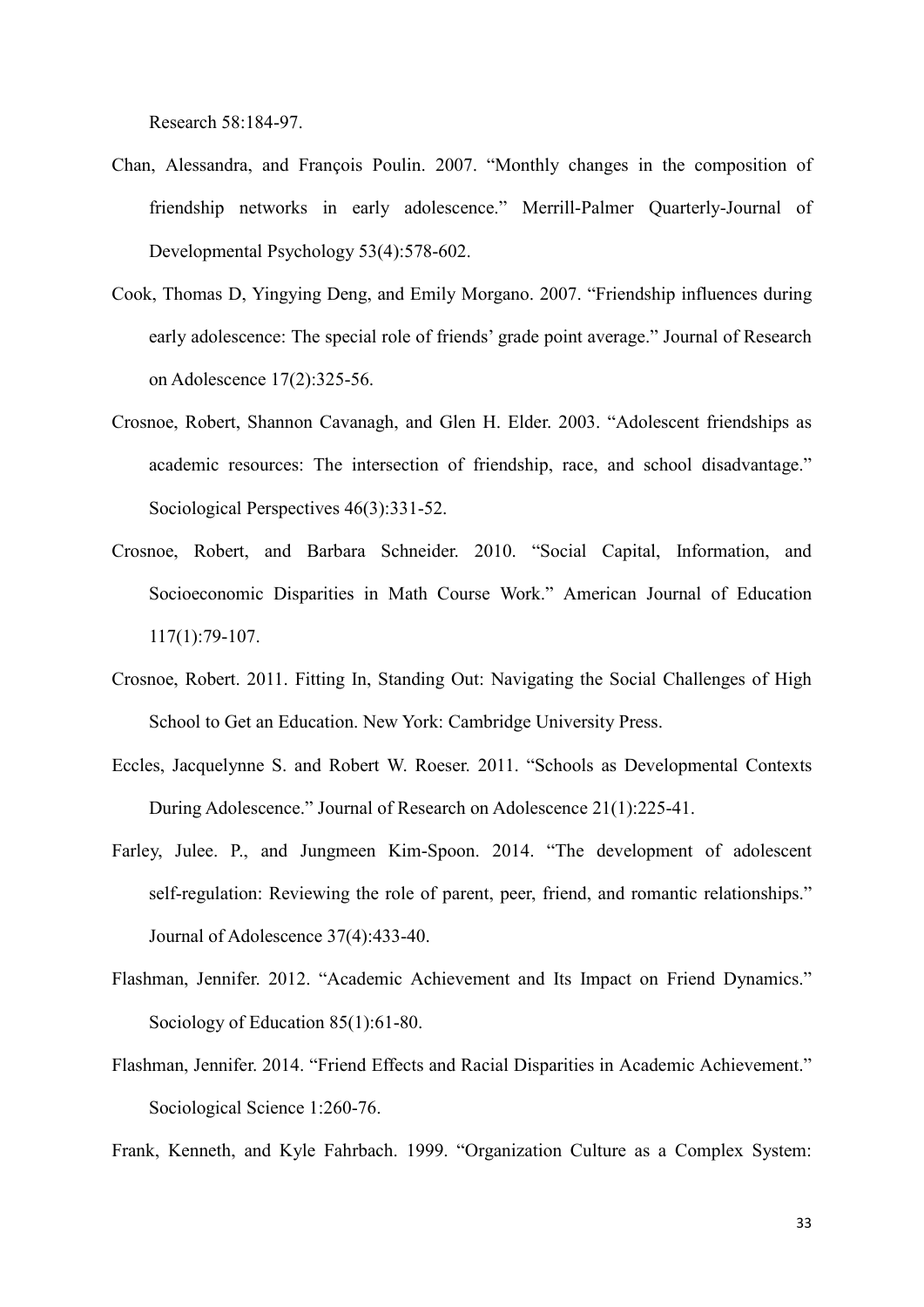Research 58:184-97.

Chan, Alessandra, and François Poulin. 2007. "Monthly changes in the composition of friendship networks in early adolescence." Merrill-Palmer Quarterly-Journal of Developmental Psychology 53(4):578-602.

Cook, Thomas D, Yingying Deng, and Emily Morgano. 2007. "Friendship influences during early adolescence: The special role of friends' grade point average." Journal of Research on Adolescence 17(2):325-56.

Crosnoe, Robert, Shannon Cavanagh, and Glen H. Elder. 2003. "Adolescent friendships as academic resources: The intersection of friendship, race, and school disadvantage." Sociological Perspectives 46(3):331-52.

Crosnoe, Robert, and Barbara Schneider. 2010. "Social Capital, Information, and Socioeconomic Disparities in Math Course Work." American Journal of Education 117(1):79-107.

Crosnoe, Robert. 2011. Fitting In, Standing Out: Navigating the Social Challenges of High School to Get an Education. New York: Cambridge University Press.

Eccles, Jacquelynne S. and Robert W. Roeser. 2011. "Schools as Developmental Contexts During Adolescence." Journal of Research on Adolescence 21(1):225-41.

Farley, Julee. P., and Jungmeen Kim-Spoon. 2014. "The development of adolescent self-regulation: Reviewing the role of parent, peer, friend, and romantic relationships." Journal of Adolescence 37(4):433-40.

Flashman, Jennifer. 2012. "Academic Achievement and Its Impact on Friend Dynamics." Sociology of Education 85(1):61-80.

Flashman, Jennifer. 2014. "Friend Effects and Racial Disparities in Academic Achievement." Sociological Science 1:260-76.

Frank, Kenneth, and Kyle Fahrbach. 1999. "Organization Culture as a Complex System: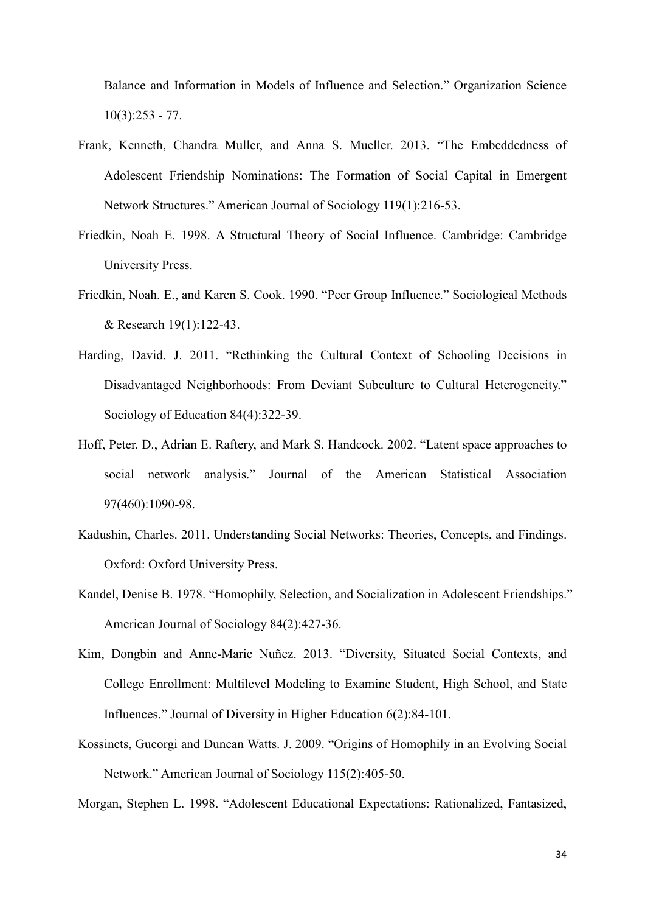Balance and Information in Models of Influence and Selection." Organization Science 10(3):253 - 77.

Frank, Kenneth, Chandra Muller, and Anna S. Mueller. 2013. "The Embeddedness of Adolescent Friendship Nominations: The Formation of Social Capital in Emergent Network Structures." American Journal of Sociology 119(1):216-53.

Friedkin, Noah E. 1998. A Structural Theory of Social Influence. Cambridge: Cambridge University Press.

Friedkin, Noah. E., and Karen S. Cook. 1990. "Peer Group Influence." Sociological Methods & Research 19(1):122-43.

Harding, David. J. 2011. "Rethinking the Cultural Context of Schooling Decisions in Disadvantaged Neighborhoods: From Deviant Subculture to Cultural Heterogeneity." Sociology of Education 84(4):322-39.

Hoff, Peter. D., Adrian E. Raftery, and Mark S. Handcock. 2002. "Latent space approaches to social network analysis." Journal of the American Statistical Association 97(460):1090-98.

Kadushin, Charles. 2011. Understanding Social Networks: Theories, Concepts, and Findings. Oxford: Oxford University Press.

Kandel, Denise B. 1978. "Homophily, Selection, and Socialization in Adolescent Friendships." American Journal of Sociology 84(2):427-36.

Kim, Dongbin and Anne-Marie Nuñez. 2013. "Diversity, Situated Social Contexts, and College Enrollment: Multilevel Modeling to Examine Student, High School, and State Influences." Journal of Diversity in Higher Education 6(2):84-101.

Kossinets, Gueorgi and Duncan Watts. J. 2009. "Origins of Homophily in an Evolving Social Network." American Journal of Sociology 115(2):405-50.

Morgan, Stephen L. 1998. "Adolescent Educational Expectations: Rationalized, Fantasized,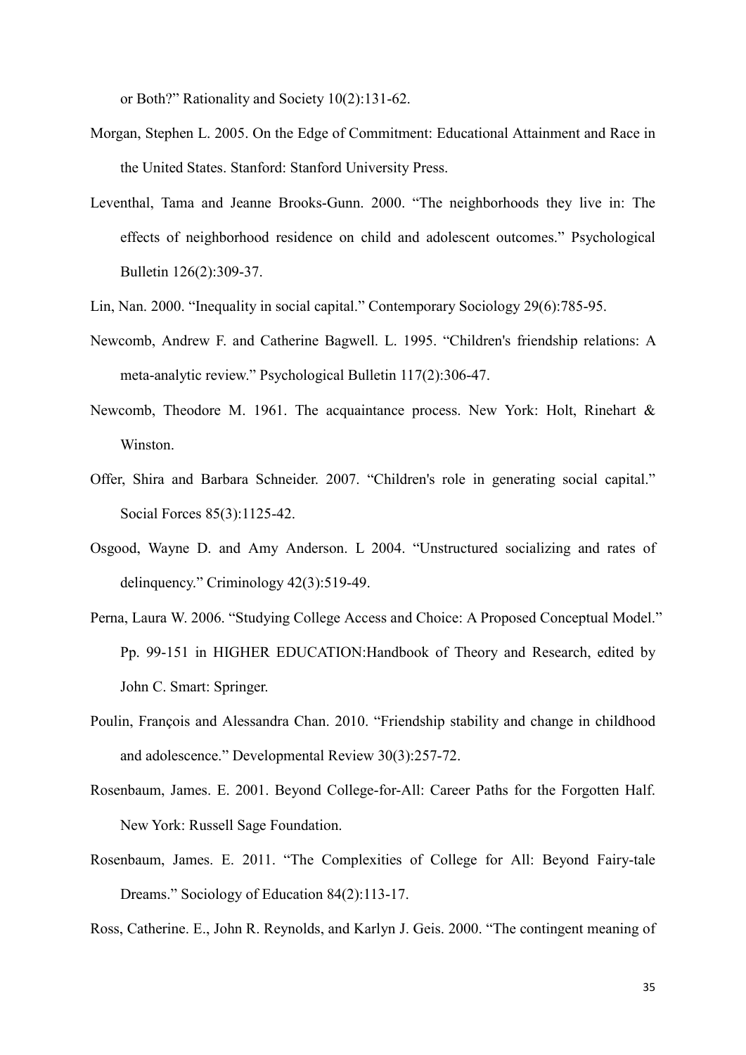or Both?" Rationality and Society 10(2):131-62.

Morgan, Stephen L. 2005. On the Edge of Commitment: Educational Attainment and Race in the United States. Stanford: Stanford University Press.

Leventhal, Tama and Jeanne Brooks-Gunn. 2000. "The neighborhoods they live in: The effects of neighborhood residence on child and adolescent outcomes." Psychological Bulletin 126(2):309-37.

Lin, Nan. 2000. "Inequality in social capital." Contemporary Sociology 29(6):785-95.

Newcomb, Andrew F. and Catherine Bagwell. L. 1995. "Children's friendship relations: A meta-analytic review." Psychological Bulletin 117(2):306-47.

Newcomb, Theodore M. 1961. The acquaintance process. New York: Holt, Rinehart & Winston.

Offer, Shira and Barbara Schneider. 2007. "Children's role in generating social capital." Social Forces 85(3):1125-42.

Osgood, Wayne D. and Amy Anderson. L 2004. "Unstructured socializing and rates of delinquency." Criminology 42(3):519-49.

Perna, Laura W. 2006. "Studying College Access and Choice: A Proposed Conceptual Model." Pp. 99-151 in HIGHER EDUCATION:Handbook of Theory and Research, edited by John C. Smart: Springer.

Poulin, François and Alessandra Chan. 2010. "Friendship stability and change in childhood and adolescence." Developmental Review 30(3):257-72.

Rosenbaum, James. E. 2001. Beyond College-for-All: Career Paths for the Forgotten Half. New York: Russell Sage Foundation.

Rosenbaum, James. E. 2011. "The Complexities of College for All: Beyond Fairy-tale Dreams." Sociology of Education 84(2):113-17.

Ross, Catherine. E., John R. Reynolds, and Karlyn J. Geis. 2000. "The contingent meaning of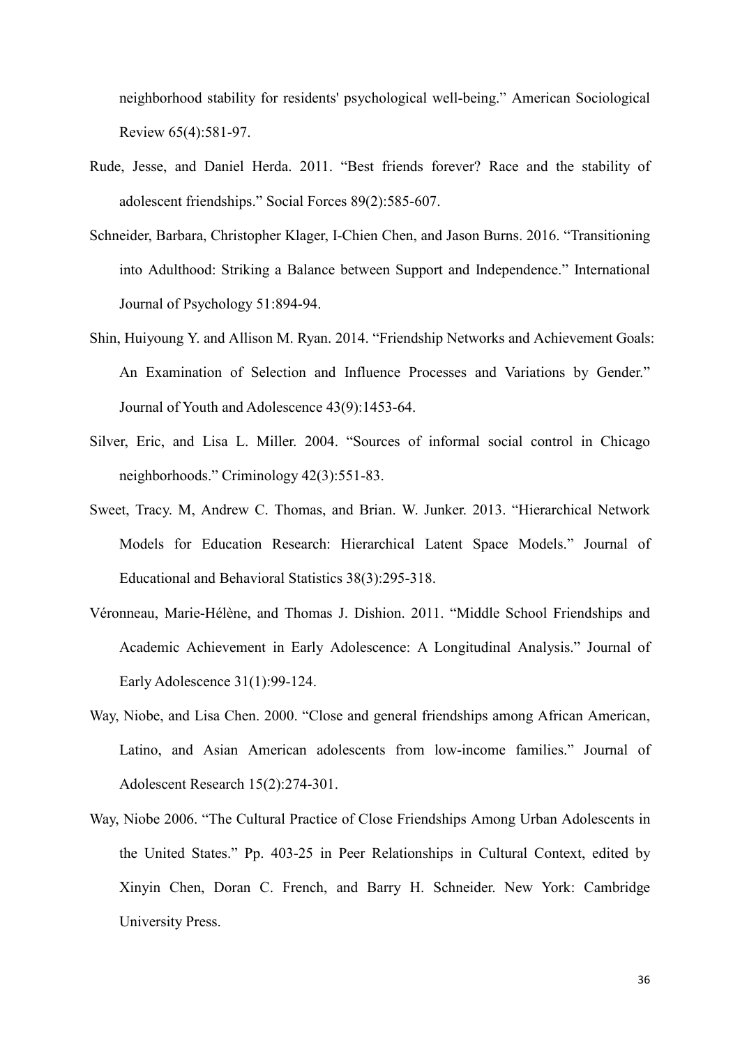neighborhood stability for residents' psychological well-being." American Sociological Review 65(4):581-97.

Rude, Jesse, and Daniel Herda. 2011. "Best friends forever? Race and the stability of adolescent friendships." Social Forces 89(2):585-607.

Schneider, Barbara, Christopher Klager, I-Chien Chen, and Jason Burns. 2016. "Transitioning into Adulthood: Striking a Balance between Support and Independence." International Journal of Psychology 51:894-94.

Shin, Huiyoung Y. and Allison M. Ryan. 2014. "Friendship Networks and Achievement Goals: An Examination of Selection and Influence Processes and Variations by Gender." Journal of Youth and Adolescence 43(9):1453-64.

Silver, Eric, and Lisa L. Miller. 2004. "Sources of informal social control in Chicago neighborhoods." Criminology 42(3):551-83.

Sweet, Tracy. M, Andrew C. Thomas, and Brian. W. Junker. 2013. "Hierarchical Network Models for Education Research: Hierarchical Latent Space Models." Journal of Educational and Behavioral Statistics 38(3):295-318.

Véronneau, Marie-Hélène, and Thomas J. Dishion. 2011. "Middle School Friendships and Academic Achievement in Early Adolescence: A Longitudinal Analysis." Journal of Early Adolescence 31(1):99-124.

Way, Niobe, and Lisa Chen. 2000. "Close and general friendships among African American, Latino, and Asian American adolescents from low-income families." Journal of Adolescent Research 15(2):274-301.

Way, Niobe 2006. "The Cultural Practice of Close Friendships Among Urban Adolescents in the United States." Pp. 403-25 in Peer Relationships in Cultural Context, edited by Xinyin Chen, Doran C. French, and Barry H. Schneider. New York: Cambridge University Press.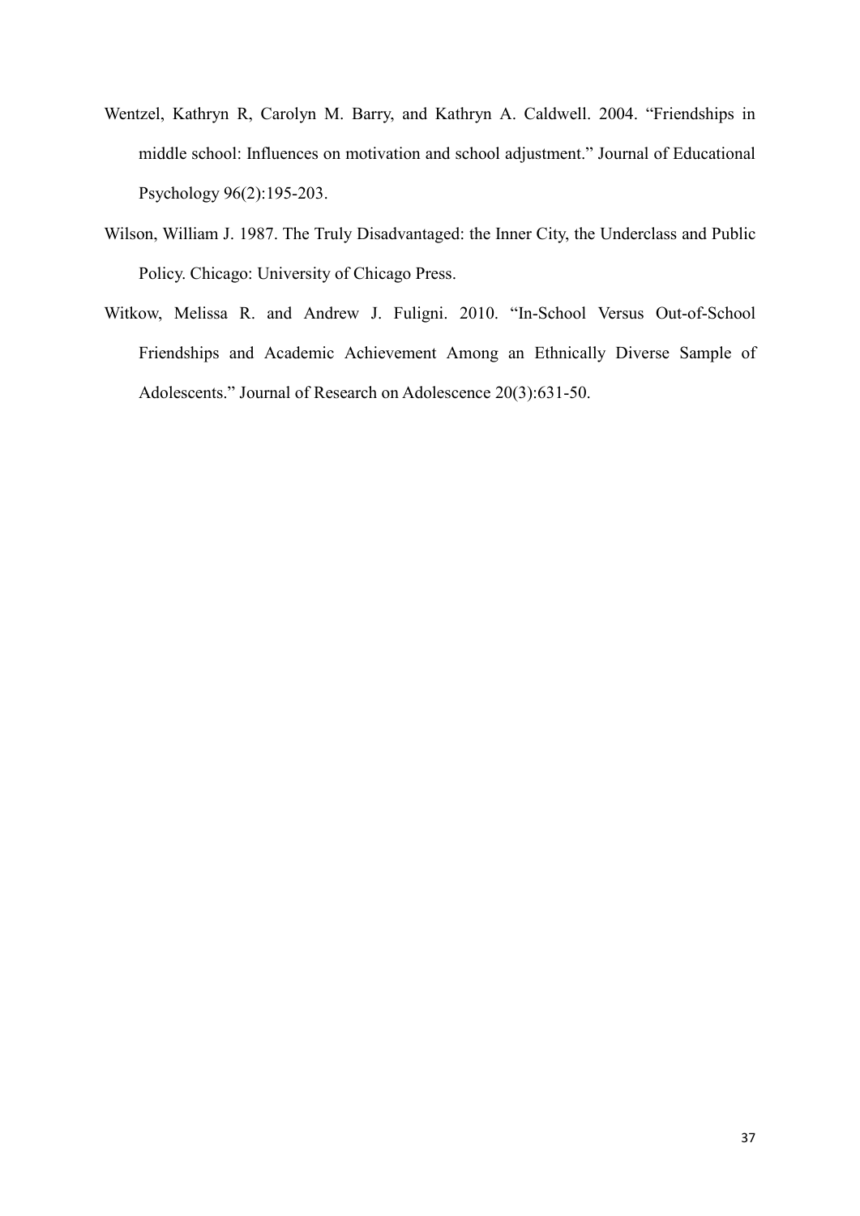Wentzel, Kathryn R, Carolyn M. Barry, and Kathryn A. Caldwell. 2004. "Friendships in middle school: Influences on motivation and school adjustment." Journal of Educational Psychology 96(2):195-203.

Wilson, William J. 1987. The Truly Disadvantaged: the Inner City, the Underclass and Public Policy. Chicago: University of Chicago Press.

Witkow, Melissa R. and Andrew J. Fuligni. 2010. "In-School Versus Out-of-School Friendships and Academic Achievement Among an Ethnically Diverse Sample of Adolescents." Journal of Research on Adolescence 20(3):631-50.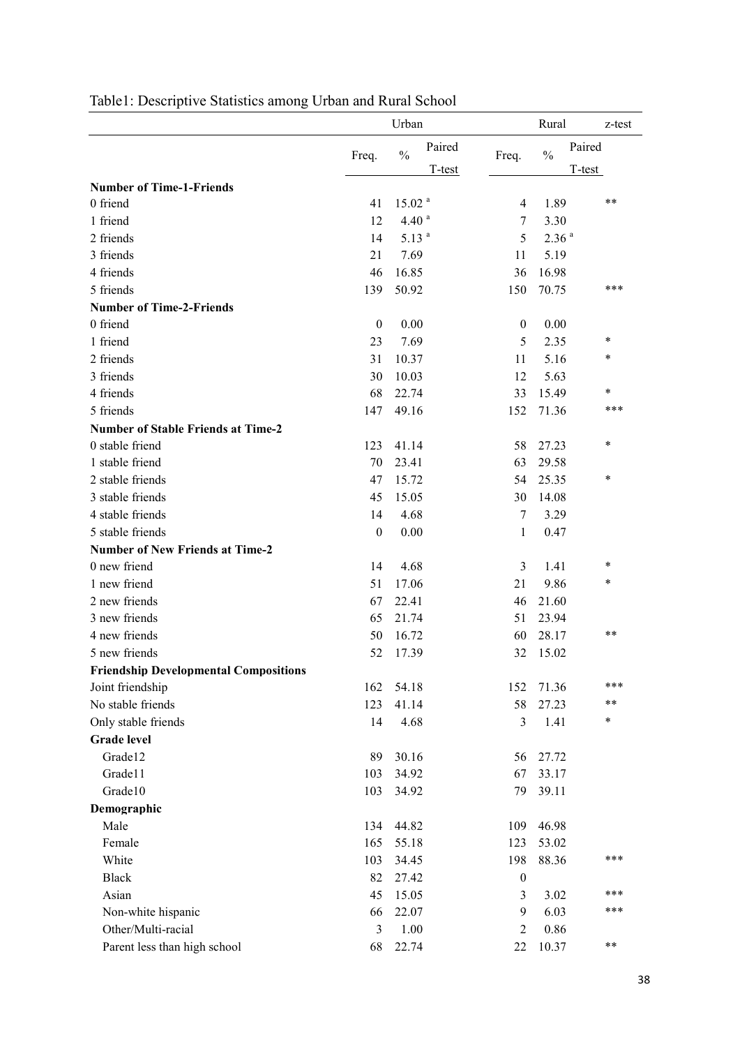Table1: Descriptive Statistics among Urban and Rural School

| | Urban | | | Rural | | | z-test |
|---|---|---|---|---|---|---|---|
| | Freq. | % | Paired T-test | Freq. | % | Paired T-test | |
| **Number of Time-1-Friends** | | | | | | | |
| 0 friend | 41 | 15.02 [a] | | 4 | 1.89 | | ** |
| 1 friend | 12 | 4.40 [a] | | 7 | 3.30 | | |
| 2 friends | 14 | 5.13 [a] | | 5 | 2.36 [a] | | |
| 3 friends | 21 | 7.69 | | 11 | 5.19 | | |
| 4 friends | 46 | 16.85 | | 36 | 16.98 | | |
| 5 friends | 139 | 50.92 | | 150 | 70.75 | | *** |
| **Number of Time-2-Friends** | | | | | | | |
| 0 friend | 0 | 0.00 | | 0 | 0.00 | | |
| 1 friend | 23 | 7.69 | | 5 | 2.35 | | * |
| 2 friends | 31 | 10.37 | | 11 | 5.16 | | * |
| 3 friends | 30 | 10.03 | | 12 | 5.63 | | |
| 4 friends | 68 | 22.74 | | 33 | 15.49 | | * |
| 5 friends | 147 | 49.16 | | 152 | 71.36 | | *** |
| **Number of Stable Friends at Time-2** | | | | | | | |
| 0 stable friend | 123 | 41.14 | | 58 | 27.23 | | * |
| 1 stable friend | 70 | 23.41 | | 63 | 29.58 | | |
| 2 stable friends | 47 | 15.72 | | 54 | 25.35 | | * |
| 3 stable friends | 45 | 15.05 | | 30 | 14.08 | | |
| 4 stable friends | 14 | 4.68 | | 7 | 3.29 | | |
| 5 stable friends | 0 | 0.00 | | 1 | 0.47 | | |
| **Number of New Friends at Time-2** | | | | | | | |
| 0 new friend | 14 | 4.68 | | 3 | 1.41 | | * |
| 1 new friend | 51 | 17.06 | | 21 | 9.86 | | * |
| 2 new friends | 67 | 22.41 | | 46 | 21.60 | | |
| 3 new friends | 65 | 21.74 | | 51 | 23.94 | | |
| 4 new friends | 50 | 16.72 | | 60 | 28.17 | | ** |
| 5 new friends | 52 | 17.39 | | 32 | 15.02 | | |
| **Friendship Developmental Compositions** | | | | | | | |
| Joint friendship | 162 | 54.18 | | 152 | 71.36 | | *** |
| No stable friends | 123 | 41.14 | | 58 | 27.23 | | ** |
| Only stable friends | 14 | 4.68 | | 3 | 1.41 | | * |
| **Grade level** | | | | | | | |
| Grade12 | 89 | 30.16 | | 56 | 27.72 | | |
| Grade11 | 103 | 34.92 | | 67 | 33.17 | | |
| Grade10 | 103 | 34.92 | | 79 | 39.11 | | |
| **Demographic** | | | | | | | |
| Male | 134 | 44.82 | | 109 | 46.98 | | |
| Female | 165 | 55.18 | | 123 | 53.02 | | |
| White | 103 | 34.45 | | 198 | 88.36 | | *** |
| Black | 82 | 27.42 | | 0 | | | |
| Asian | 45 | 15.05 | | 3 | 3.02 | | *** |
| Non-white hispanic | 66 | 22.07 | | 9 | 6.03 | | *** |
| Other/Multi-racial | 3 | 1.00 | | 2 | 0.86 | | |
| Parent less than high school | 68 | 22.74 | | 22 | 10.37 | | ** |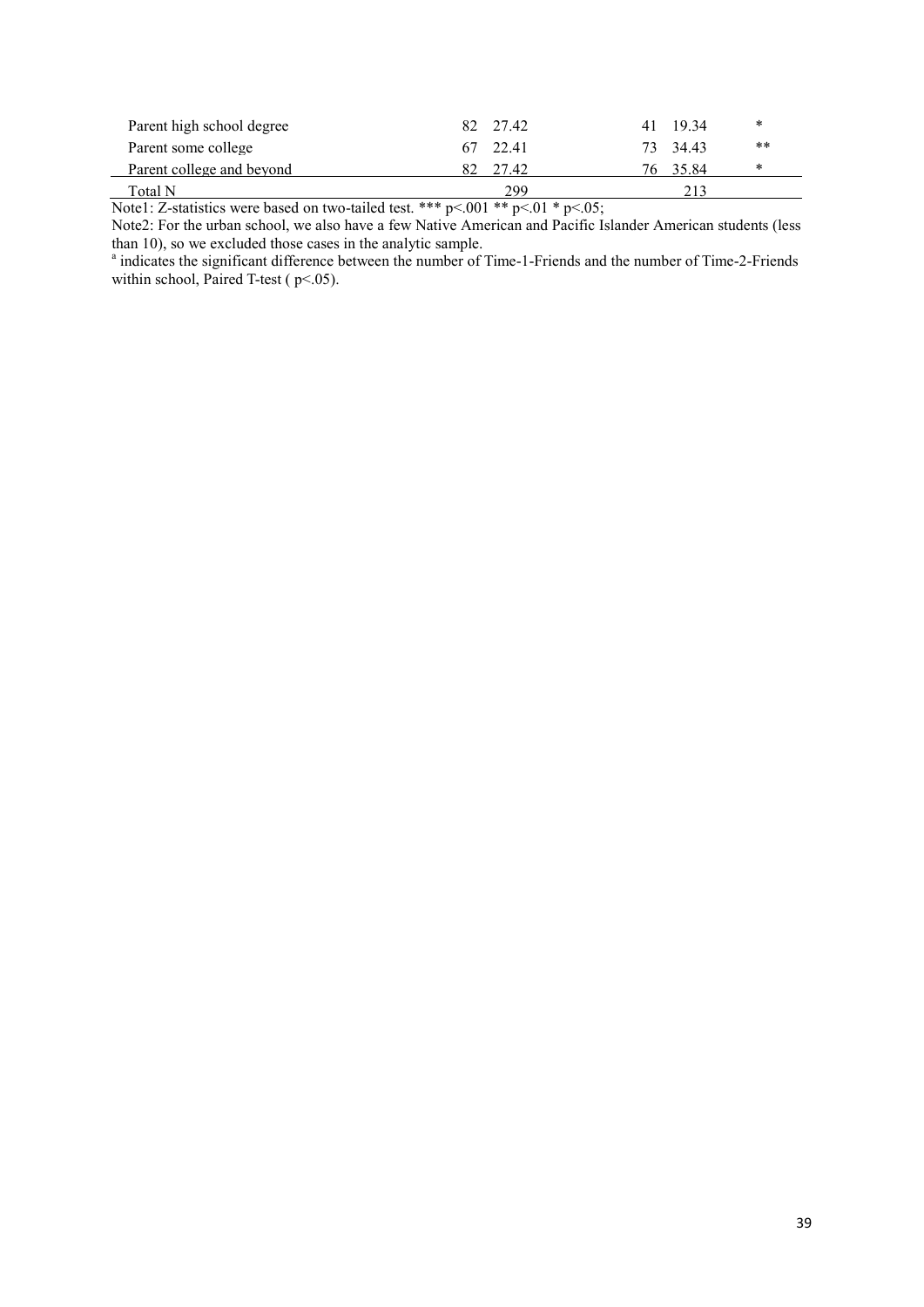| | | | | | |
|---|---|---|---|---|---|
| Parent high school degree | 82 | 27.42 | 41 | 19.34 | * |
| Parent some college | 67 | 22.41 | 73 | 34.43 | ** |
| Parent college and beyond | 82 | 27.42 | 76 | 35.84 | * |
| Total N | | 299 | | 213 | |

Note1: Z-statistics were based on two-tailed test. *** p<.001 ** p<.01 * p<.05;

Note2: For the urban school, we also have a few Native American and Pacific Islander American students (less than 10), so we excluded those cases in the analytic sample.

[a] indicates the significant difference between the number of Time-1-Friends and the number of Time-2-Friends within school, Paired T-test ( p<.05).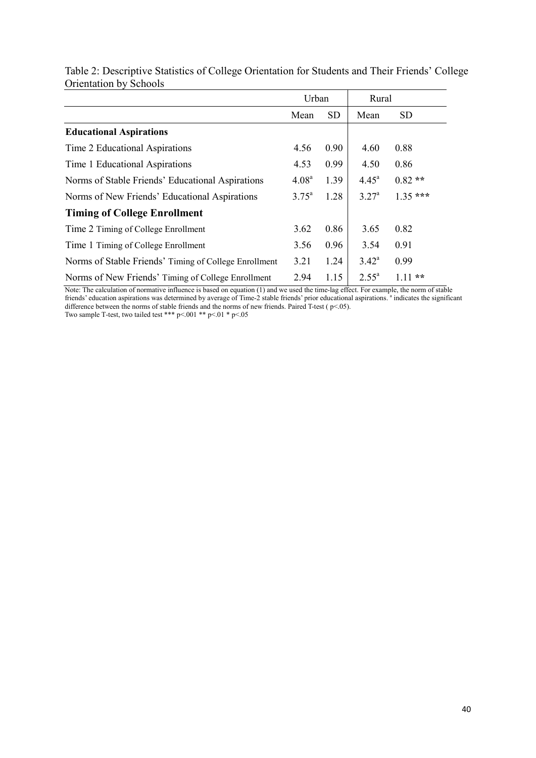Table 2: Descriptive Statistics of College Orientation for Students and Their Friends' College Orientation by Schools

| | Urban | | Rural | |
|---|---|---|---|---|
| | Mean | SD | Mean | SD |
| **Educational Aspirations** | | | | |
| Time 2 Educational Aspirations | 4.56 | 0.90 | 4.60 | 0.88 |
| Time 1 Educational Aspirations | 4.53 | 0.99 | 4.50 | 0.86 |
| Norms of Stable Friends' Educational Aspirations | 4.08[a] | 1.39 | 4.45[a] | 0.82 ** |
| Norms of New Friends' Educational Aspirations | 3.75[a] | 1.28 | 3.27[a] | 1.35 *** |
| **Timing of College Enrollment** | | | | |
| Time 2 Timing of College Enrollment | 3.62 | 0.86 | 3.65 | 0.82 |
| Time 1 Timing of College Enrollment | 3.56 | 0.96 | 3.54 | 0.91 |
| Norms of Stable Friends' Timing of College Enrollment | 3.21 | 1.24 | 3.42[a] | 0.99 |
| Norms of New Friends' Timing of College Enrollment | 2.94 | 1.15 | 2.55[a] | 1.11 ** |

Note: The calculation of normative influence is based on equation (1) and we used the time-lag effect. For example, the norm of stable friends' education aspirations was determined by average of Time-2 stable friends' prior educational aspirations. [a] indicates the significant difference between the norms of stable friends and the norms of new friends. Paired T-test ( $p<.05$).
Two sample T-test, two tailed test *** $p<.001$ ** $p<.01$ * $p<.05$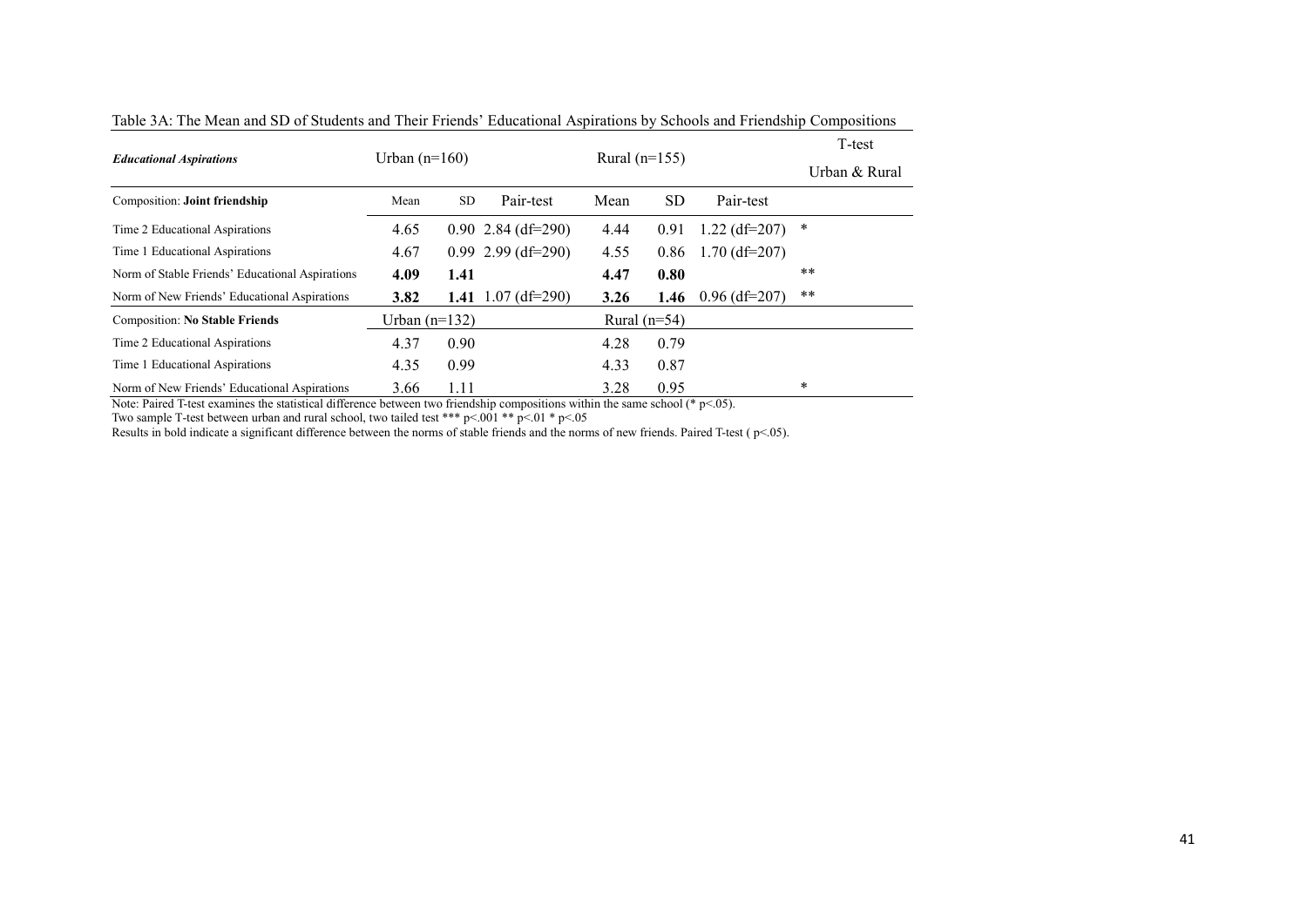Table 3A: The Mean and SD of Students and Their Friends' Educational Aspirations by Schools and Friendship Compositions

| ***Educational Aspirations*** | Urban (n=160) | | | Rural (n=155) | | | T-test Urban & Rural |
|---|---|---|---|---|---|---|---|
| Composition: **Joint friendship** | Mean | SD | Pair-test | Mean | SD | Pair-test | |
| Time 2 Educational Aspirations | 4.65 | 0.90 | 2.84 (df=290) | 4.44 | 0.91 | 1.22 (df=207) | * |
| Time 1 Educational Aspirations | 4.67 | 0.99 | 2.99 (df=290) | 4.55 | 0.86 | 1.70 (df=207) | |
| Norm of Stable Friends' Educational Aspirations | **4.09** | **1.41** | | **4.47** | **0.80** | | ** |
| Norm of New Friends' Educational Aspirations | **3.82** | **1.41** | 1.07 (df=290) | **3.26** | **1.46** | 0.96 (df=207) | ** |
| Composition: **No Stable Friends** | Urban (n=132) | | | Rural (n=54) | | | |
| Time 2 Educational Aspirations | 4.37 | 0.90 | | 4.28 | 0.79 | | |
| Time 1 Educational Aspirations | 4.35 | 0.99 | | 4.33 | 0.87 | | |
| Norm of New Friends' Educational Aspirations | 3.66 | 1.11 | | 3.28 | 0.95 | | * |

Note: Paired T-test examines the statistical difference between two friendship compositions within the same school (* $p<.05$).

Two sample T-test between urban and rural school, two tailed test *** $p<.001$ ** $p<.01$ * $p<.05$

Results in bold indicate a significant difference between the norms of stable friends and the norms of new friends. Paired T-test ( $p<.05$).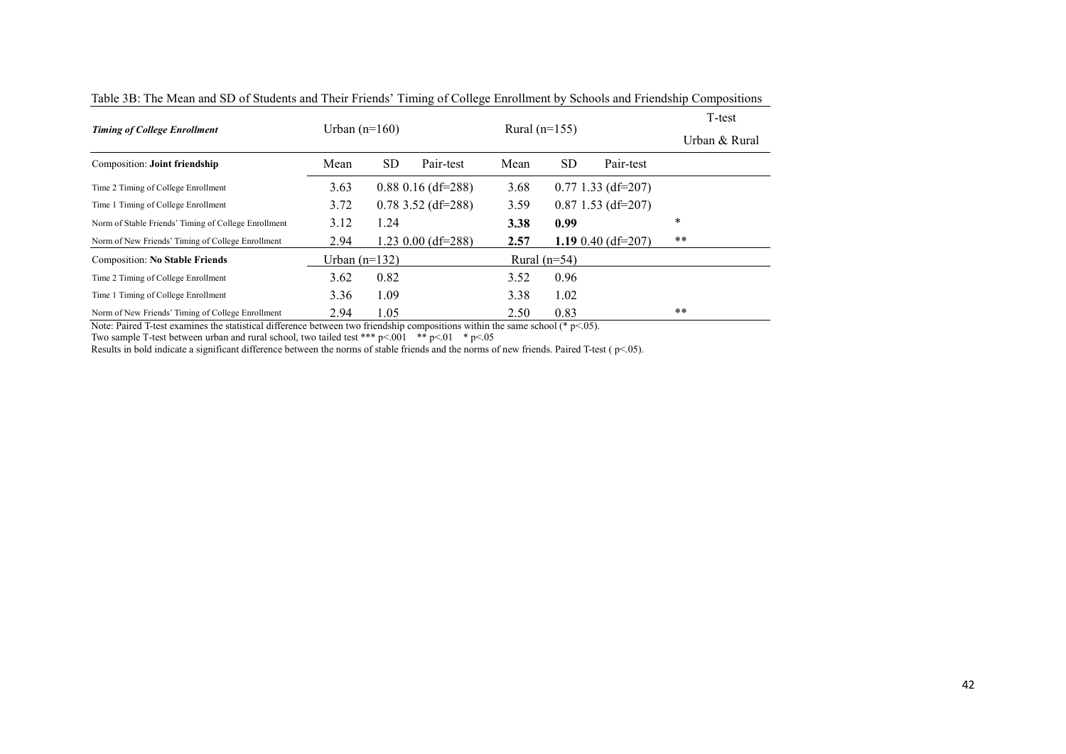Table 3B: The Mean and SD of Students and Their Friends' Timing of College Enrollment by Schools and Friendship Compositions

| ***Timing of College Enrollment*** | Urban (n=160) | | | Rural (n=155) | | | T-test Urban & Rural |
|---|---|---|---|---|---|---|---|
| Composition: **Joint friendship** | Mean | SD | Pair-test | Mean | SD | Pair-test | |
| Time 2 Timing of College Enrollment | 3.63 | 0.88 | 0.16 (df=288) | 3.68 | 0.77 | 1.33 (df=207) | |
| Time 1 Timing of College Enrollment | 3.72 | 0.78 | 3.52 (df=288) | 3.59 | 0.87 | 1.53 (df=207) | |
| Norm of Stable Friends' Timing of College Enrollment | 3.12 | 1.24 | | **3.38** | **0.99** | | * |
| Norm of New Friends' Timing of College Enrollment | 2.94 | 1.23 | 0.00 (df=288) | **2.57** | **1.19** | 0.40 (df=207) | ** |
| Composition: **No Stable Friends** | Urban (n=132) | | | Rural (n=54) | | | |
| Time 2 Timing of College Enrollment | 3.62 | 0.82 | | 3.52 | 0.96 | | |
| Time 1 Timing of College Enrollment | 3.36 | 1.09 | | 3.38 | 1.02 | | |
| Norm of New Friends' Timing of College Enrollment | 2.94 | 1.05 | | 2.50 | 0.83 | | ** |

Note: Paired T-test examines the statistical difference between two friendship compositions within the same school (* $p<.05$).

Two sample T-test between urban and rural school, two tailed test *** $p<.001$ ** $p<.01$ * $p<.05$

Results in bold indicate a significant difference between the norms of stable friends and the norms of new friends. Paired T-test ( $p<.05$).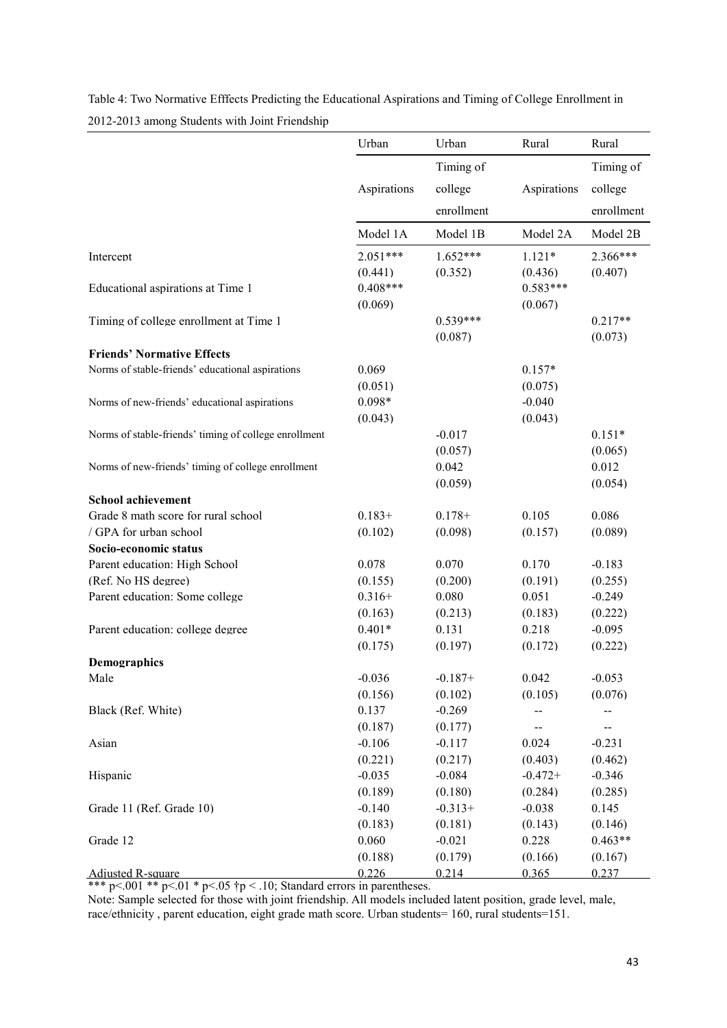Table 4: Two Normative Efffects Predicting the Educational Aspirations and Timing of College Enrollment in 2012-2013 among Students with Joint Friendship

| | Urban | Urban | Rural | Rural |
|---|---|---|---|---|
| | Aspirations | Timing of college enrollment | Aspirations | Timing of college enrollment |
| | Model 1A | Model 1B | Model 2A | Model 2B |
| Intercept | 2.051*** | 1.652*** | 1.121* | 2.366*** |
| | (0.441) | (0.352) | (0.436) | (0.407) |
| Educational aspirations at Time 1 | 0.408*** | | 0.583*** | |
| | (0.069) | | (0.067) | |
| Timing of college enrollment at Time 1 | | 0.539*** | | 0.217** |
| | | (0.087) | | (0.073) |
| **Friends' Normative Effects** | | | | |
| Norms of stable-friends' educational aspirations | 0.069 | | 0.157* | |
| | (0.051) | | (0.075) | |
| Norms of new-friends' educational aspirations | 0.098* | | -0.040 | |
| | (0.043) | | (0.043) | |
| Norms of stable-friends' timing of college enrollment | | -0.017 | | 0.151* |
| | | (0.057) | | (0.065) |
| Norms of new-friends' timing of college enrollment | | 0.042 | | 0.012 |
| | | (0.059) | | (0.054) |
| **School achievement** | | | | |
| Grade 8 math score for rural school | 0.183+ | 0.178+ | 0.105 | 0.086 |
| / GPA for urban school | (0.102) | (0.098) | (0.157) | (0.089) |
| **Socio-economic status** | | | | |
| Parent education: High School | 0.078 | 0.070 | 0.170 | -0.183 |
| (Ref. No HS degree) | (0.155) | (0.200) | (0.191) | (0.255) |
| Parent education: Some college | 0.316+ | 0.080 | 0.051 | -0.249 |
| | (0.163) | (0.213) | (0.183) | (0.222) |
| Parent education: college degree | 0.401* | 0.131 | 0.218 | -0.095 |
| | (0.175) | (0.197) | (0.172) | (0.222) |
| **Demographics** | | | | |
| Male | -0.036 | -0.187+ | 0.042 | -0.053 |
| | (0.156) | (0.102) | (0.105) | (0.076) |
| Black (Ref. White) | 0.137 | -0.269 | -- | -- |
| | (0.187) | (0.177) | -- | -- |
| Asian | -0.106 | -0.117 | 0.024 | -0.231 |
| | (0.221) | (0.217) | (0.403) | (0.462) |
| Hispanic | -0.035 | -0.084 | -0.472+ | -0.346 |
| | (0.189) | (0.180) | (0.284) | (0.285) |
| Grade 11 (Ref. Grade 10) | -0.140 | -0.313+ | -0.038 | 0.145 |
| | (0.183) | (0.181) | (0.143) | (0.146) |
| Grade 12 | 0.060 | -0.021 | 0.228 | 0.463** |
| | (0.188) | (0.179) | (0.166) | (0.167) |
| Adjusted R-square | 0.226 | 0.214 | 0.365 | 0.237 |

*** p<.001 ** p<.01 * p<.05 †p < .10; Standard errors in parentheses.

Note: Sample selected for those with joint friendship. All models included latent position, grade level, male, race/ethnicity , parent education, eight grade math score. Urban students= 160, rural students=151.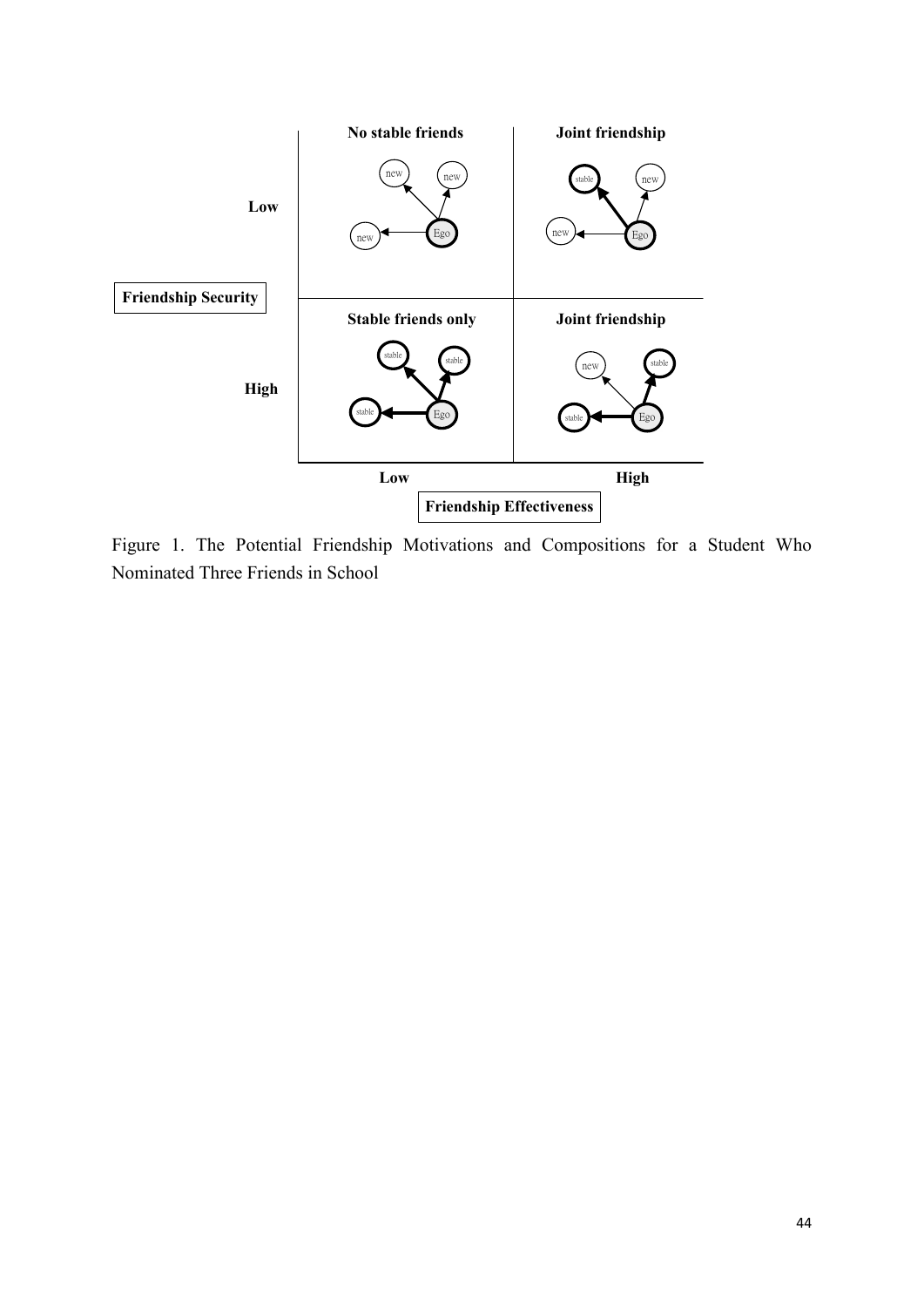Figure 1. The Potential Friendship Motivations and Compositions for a Student Who Nominated Three Friends in School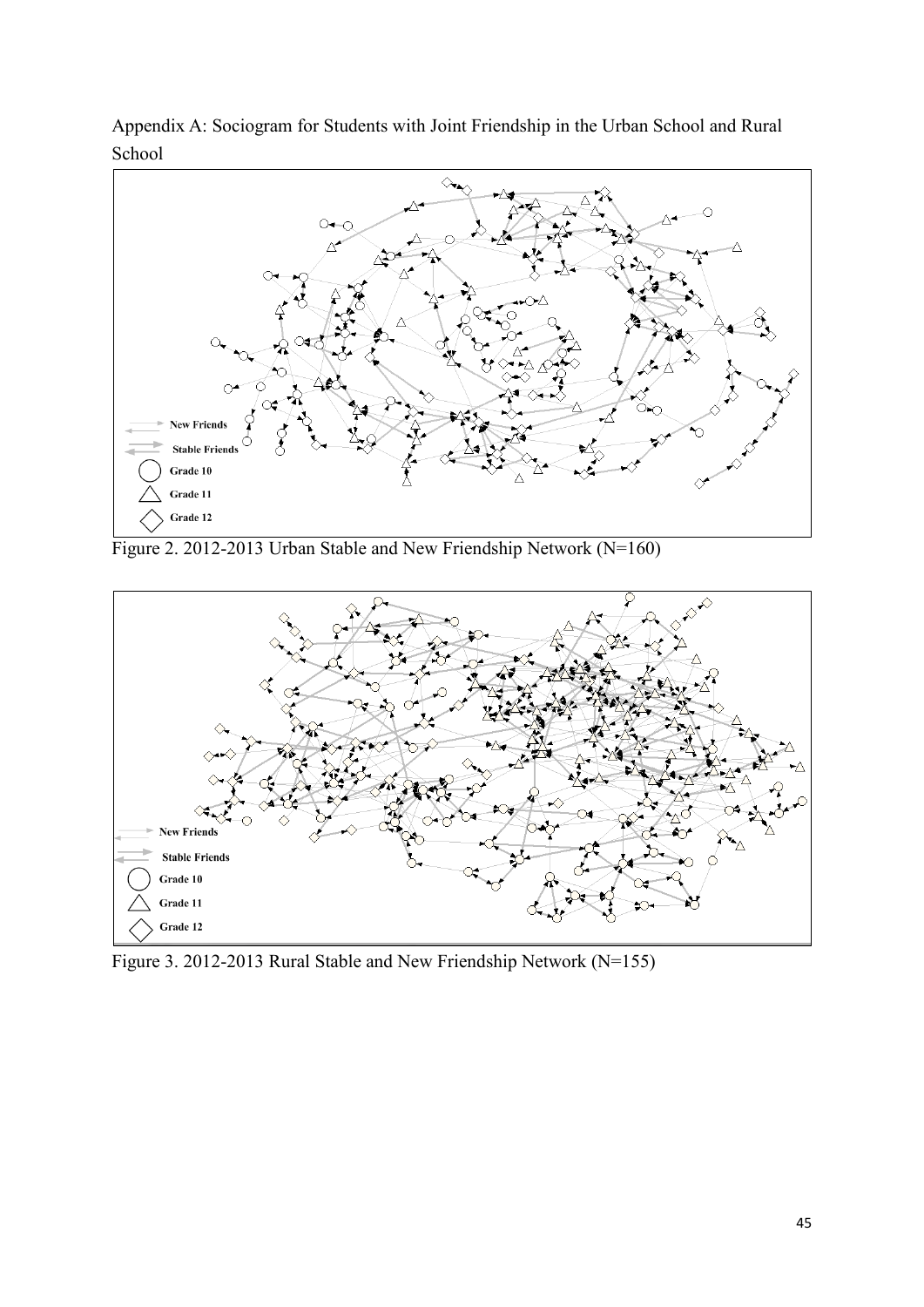Appendix A: Sociogram for Students with Joint Friendship in the Urban School and Rural School

Figure 2. 2012-2013 Urban Stable and New Friendship Network (N=160)

Figure 3. 2012-2013 Rural Stable and New Friendship Network (N=155)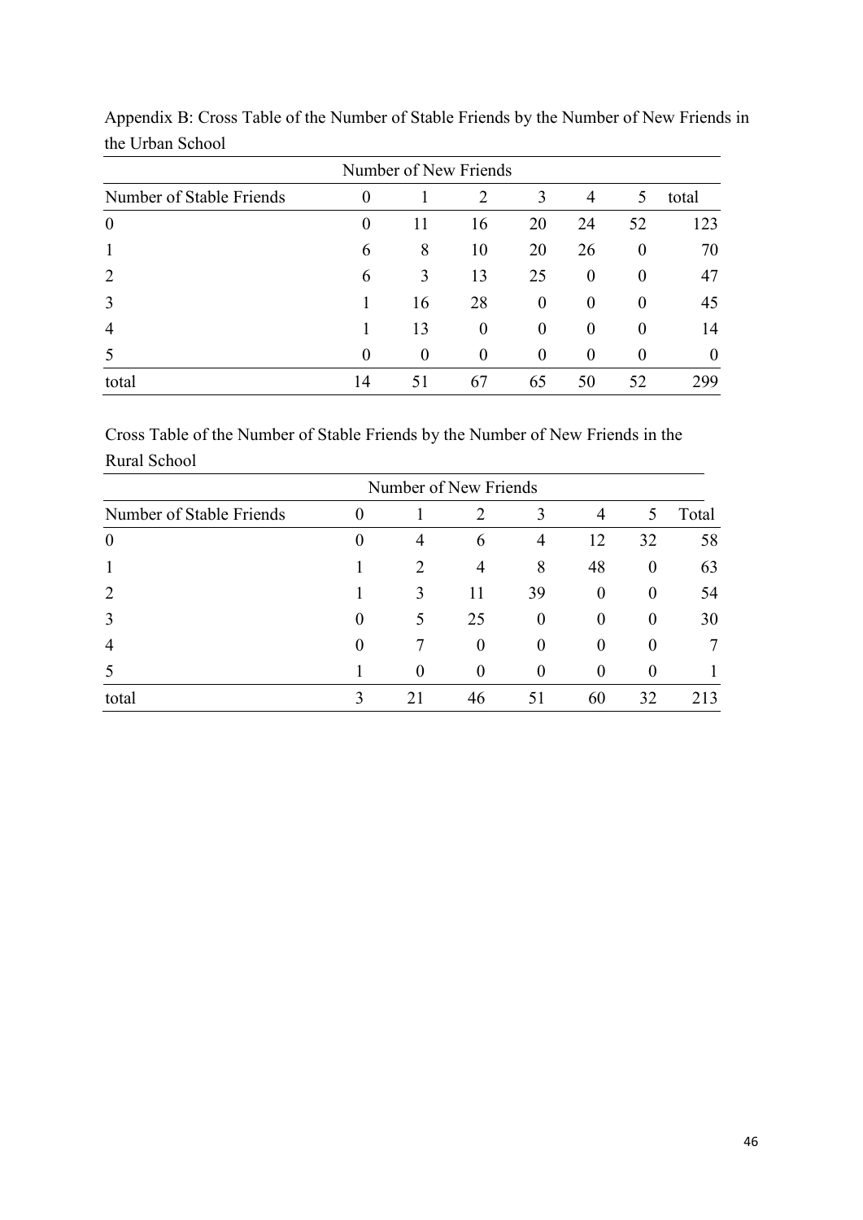Appendix B: Cross Table of the Number of Stable Friends by the Number of New Friends in the Urban School

| | Number of New Friends | | | | | | |
|---|---|---|---|---|---|---|---|
| Number of Stable Friends | 0 | 1 | 2 | 3 | 4 | 5 | total |
| 0 | 0 | 11 | 16 | 20 | 24 | 52 | 123 |
| 1 | 6 | 8 | 10 | 20 | 26 | 0 | 70 |
| 2 | 6 | 3 | 13 | 25 | 0 | 0 | 47 |
| 3 | 1 | 16 | 28 | 0 | 0 | 0 | 45 |
| 4 | 1 | 13 | 0 | 0 | 0 | 0 | 14 |
| 5 | 0 | 0 | 0 | 0 | 0 | 0 | 0 |
| total | 14 | 51 | 67 | 65 | 50 | 52 | 299 |

Cross Table of the Number of Stable Friends by the Number of New Friends in the Rural School

| | Number of New Friends | | | | | | |
|---|---|---|---|---|---|---|---|
| Number of Stable Friends | 0 | 1 | 2 | 3 | 4 | 5 | Total |
| 0 | 0 | 4 | 6 | 4 | 12 | 32 | 58 |
| 1 | 1 | 2 | 4 | 8 | 48 | 0 | 63 |
| 2 | 1 | 3 | 11 | 39 | 0 | 0 | 54 |
| 3 | 0 | 5 | 25 | 0 | 0 | 0 | 30 |
| 4 | 0 | 7 | 0 | 0 | 0 | 0 | 7 |
| 5 | 1 | 0 | 0 | 0 | 0 | 0 | 1 |
| total | 3 | 21 | 46 | 51 | 60 | 32 | 213 |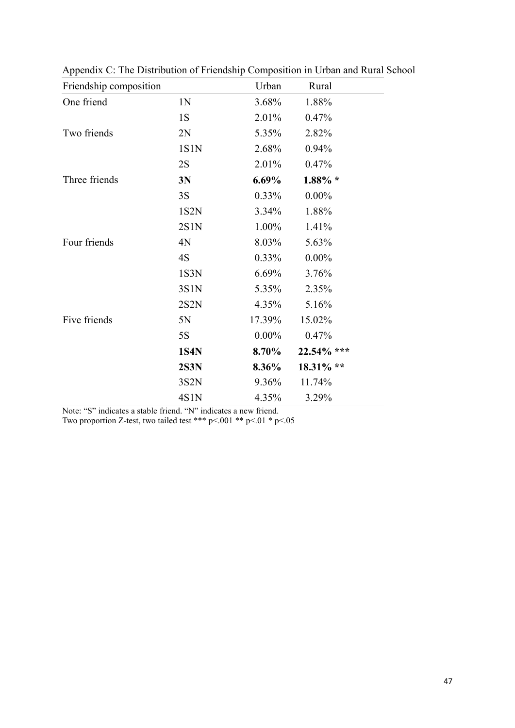Appendix C: The Distribution of Friendship Composition in Urban and Rural School

| Friendship composition | | Urban | Rural |
|---|---|---|---|
| One friend | 1N | 3.68% | 1.88% |
| | 1S | 2.01% | 0.47% |
| Two friends | 2N | 5.35% | 2.82% |
| | 1S1N | 2.68% | 0.94% |
| | 2S | 2.01% | 0.47% |
| Three friends | **3N** | **6.69%** | **1.88% *** |
| | 3S | 0.33% | 0.00% |
| | 1S2N | 3.34% | 1.88% |
| | 2S1N | 1.00% | 1.41% |
| Four friends | 4N | 8.03% | 5.63% |
| | 4S | 0.33% | 0.00% |
| | 1S3N | 6.69% | 3.76% |
| | 3S1N | 5.35% | 2.35% |
| | 2S2N | 4.35% | 5.16% |
| Five friends | 5N | 17.39% | 15.02% |
| | 5S | 0.00% | 0.47% |
| | **1S4N** | **8.70%** | **22.54% ***** |
| | **2S3N** | **8.36%** | **18.31% ***** |
| | 3S2N | 9.36% | 11.74% |
| | 4S1N | 4.35% | 3.29% |

Note: "S" indicates a stable friend. "N" indicates a new friend.
Two proportion Z-test, two tailed test *** $p<.001$ ** $p<.01$ * $p<.05$